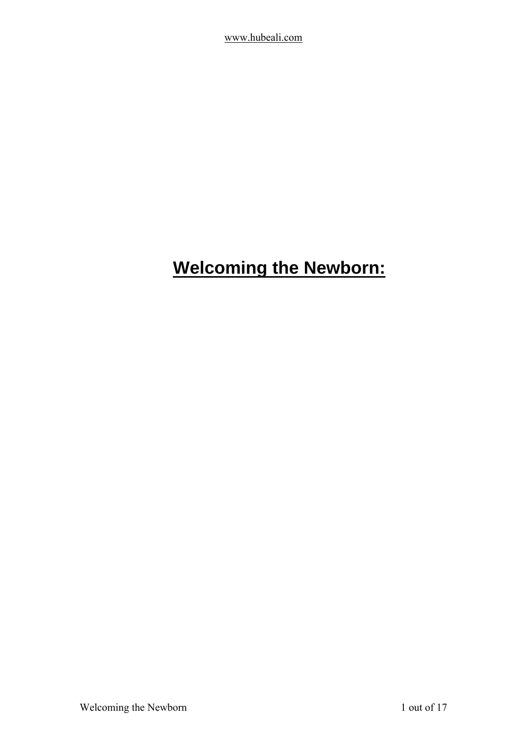# **Welcoming the Newborn:**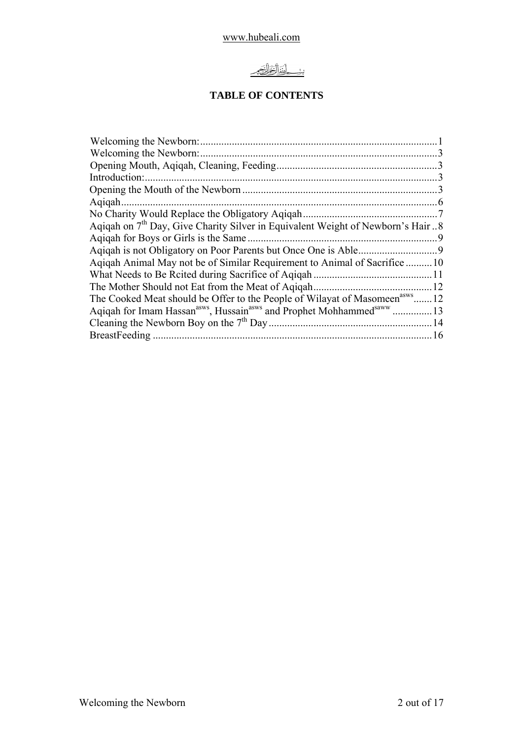بسم الله الرحمن الرحيم

**TABLE OF CONTENTS**

Welcoming the Newborn: ........ 1
Welcoming the Newborn: ........ 3
Opening Mouth, Aqiqah, Cleaning, Feeding ........ 3
Introduction: ........ 3
Opening the Mouth of the Newborn ........ 3
Aqiqah ........ 6
No Charity Would Replace the Obligatory Aqiqah ........ 7
Aqiqah on 7th Day, Give Charity Silver in Equivalent Weight of Newborn's Hair ........ 8
Aqiqah for Boys or Girls is the Same ........ 9
Aqiqah is not Obligatory on Poor Parents but Once One is Able ........ 9
Aqiqah Animal May not be of Similar Requirement to Animal of Sacrifice ........ 10
What Needs to Be Rcited during Sacrifice of Aqiqah ........ 11
The Mother Should not Eat from the Meat of Aqiqah ........ 12
The Cooked Meat should be Offer to the People of Wilayat of Masomeen[asws] ........ 12
Aqiqah for Imam Hassan[asws], Hussain[asws] and Prophet Mohhammed[saww] ........ 13
Cleaning the Newborn Boy on the 7th Day ........ 14
BreastFeeding ........ 16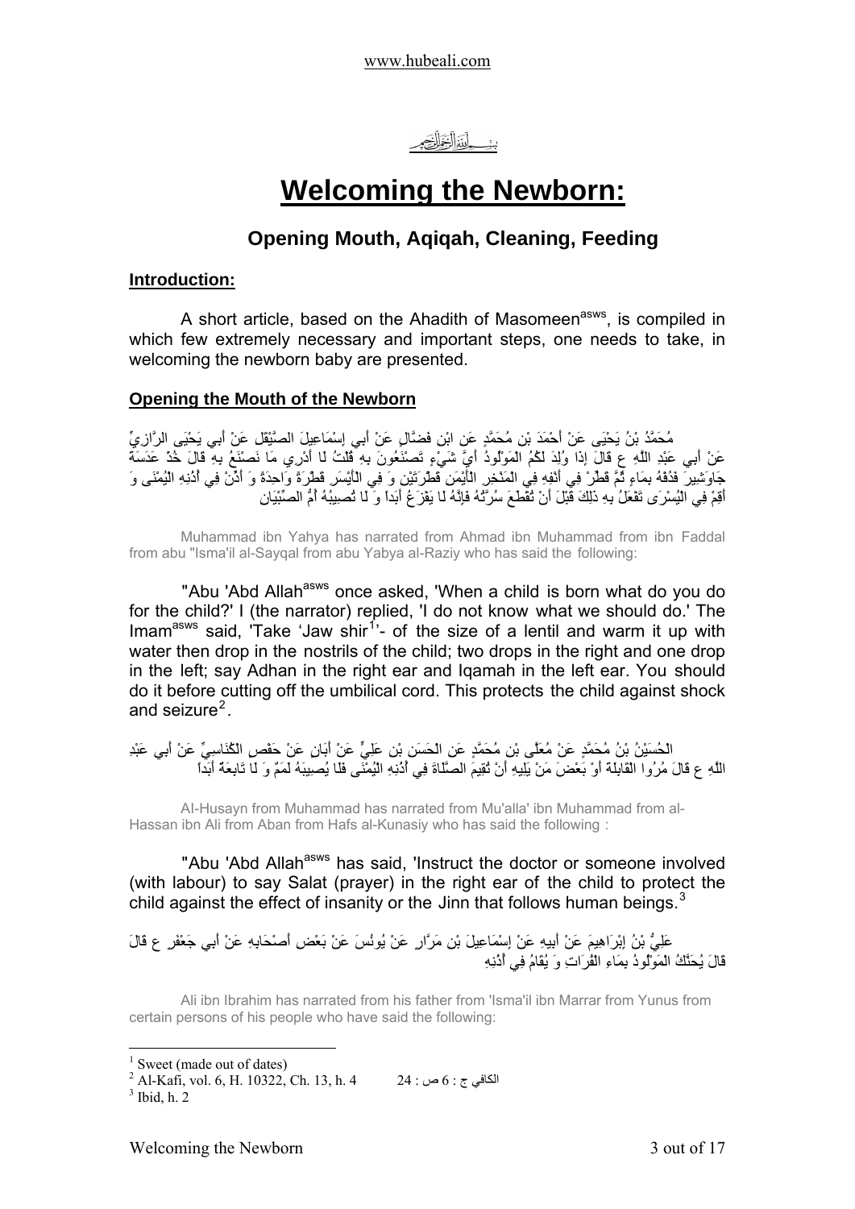بسم الله الرحمن الرحيم

# Welcoming the Newborn:

## Opening Mouth, Aqiqah, Cleaning, Feeding

### Introduction:

A short article, based on the Ahadith of Masomeen[asws], is compiled in which few extremely necessary and important steps, one needs to take, in welcoming the newborn baby are presented.

### Opening the Mouth of the Newborn

مُحَمَّدُ بْنُ يَحْيَى عَنْ أَحْمَدَ بْنِ مُحَمَّدٍ عَنِ ابْنِ فَضَّالٍ عَنْ أَبِي إِسْمَاعِيلَ الصَّيْقَلِ عَنْ أَبِي يَحْيَى الرَّازِيِّ عَنْ أَبِي عَبْدِ اللَّهِ ع قَالَ إِذَا وُلِدَ لَكُمُ الْمَوْلُودُ أَيَّ شَيْءٍ تَصْنَعُونَ بِهِ قُلْتُ لَا أَدْرِي مَا نَصْنَعُ بِهِ قَالَ خُذْ عَدَسَةَ جَاوَشِيرَ فَدُفْهُ بِمَاءٍ ثُمَّ قَطِّرْ فِي أَنْفِهِ فِي الْمَنْخِرِ الْأَيْمَنِ قَطْرَتَيْنِ وَ فِي الْأَيْسَرِ قَطْرَةً وَاحِدَةً وَ أَذِّنْ فِي أُذُنِهِ الْيُمْنَى وَ أَقِمْ فِي الْيُسْرَى تَفْعَلُ بِهِ ذَلِكَ قَبْلَ أَنْ تُقْطَعَ سُرَّتُهُ فَإِنَّهُ لَا يَفْزَعُ أَبَداً وَ لَا تُصِيبُهُ أُمُّ الصِّبْيَانِ

Muhammad ibn Yahya has narrated from Ahmad ibn Muhammad from ibn Faddal from abu "Isma'il al-Sayqal from abu Yabya al-Raziy who has said the following:

"Abu 'Abd Allah[asws] once asked, 'When a child is born what do you do for the child?' I (the narrator) replied, 'I do not know what we should do.' The Imam[asws] said, 'Take 'Jaw shir[1]'- of the size of a lentil and warm it up with water then drop in the nostrils of the child; two drops in the right and one drop in the left; say Adhan in the right ear and Iqamah in the left ear. You should do it before cutting off the umbilical cord. This protects the child against shock and seizure[2].

الْحُسَيْنُ بْنُ مُحَمَّدٍ عَنْ مُعَلَّى بْنِ مُحَمَّدٍ عَنِ الْحَسَنِ بْنِ عَلِيٍّ عَنْ أَبَانٍ عَنْ حَفْصٍ الْكُنَاسِيِّ عَنْ أَبِي عَبْدِ اللَّهِ ع قَالَ مُرُوا الْقَابِلَةَ أَوْ بَعْضَ مَنْ يَلِيهِ أَنْ تُقِيمَ الصَّلَاةَ فِي أُذُنِهِ الْيُمْنَى فَلَا يُصِيبَهُ لَمَمٌ وَ لَا تَابِعَةٌ أَبَداً

Al-Husayn from Muhammad has narrated from Mu'alla' ibn Muhammad from al-Hassan ibn Ali from Aban from Hafs al-Kunasiy who has said the following :

"Abu 'Abd Allah[asws] has said, 'Instruct the doctor or someone involved (with labour) to say Salat (prayer) in the right ear of the child to protect the child against the effect of insanity or the Jinn that follows human beings.[3]

عَلِيُّ بْنُ إِبْرَاهِيمَ عَنْ أَبِيهِ عَنْ إِسْمَاعِيلَ بْنِ مَرَّارٍ عَنْ يُونُسَ عَنْ بَعْضِ أَصْحَابِهِ عَنْ أَبِي جَعْفَرٍ ع قَالَ قَالَ يُحَنَّكُ الْمَوْلُودُ بِمَاءِ الْفُرَاتِ وَ يُقَامُ فِي أُذُنِهِ

Ali ibn Ibrahim has narrated from his father from 'Isma'il ibn Marrar from Yunus from certain persons of his people who have said the following:

---

[1] Sweet (made out of dates)

[2] Al-Kafi, vol. 6, H. 10322, Ch. 13, h. 4 الكافي ج : 6 ص : 24

[3] Ibid, h. 2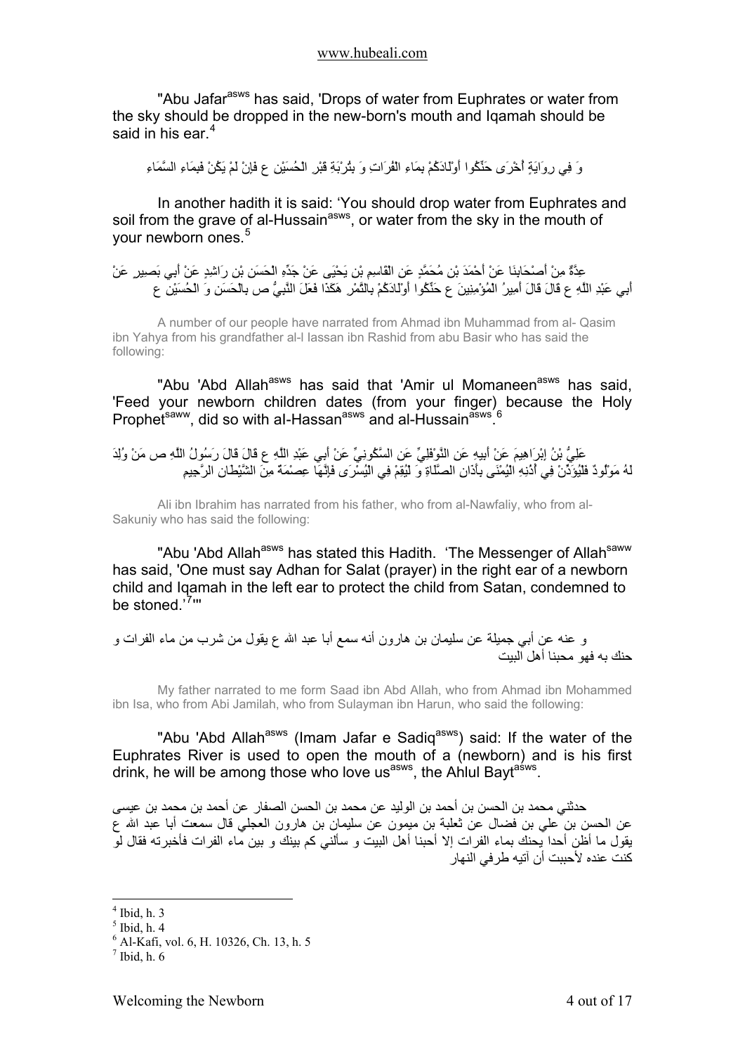"Abu Jafar[asws] has said, 'Drops of water from Euphrates or water from the sky should be dropped in the new-born's mouth and Iqamah should be said in his ear.[4]

وَ فِي رِوَايَةٍ أُخْرَى حَنِّكُوا أَوْلَادَكُمْ بِمَاءِ الْفُرَاتِ وَ بِتُرْبَةِ قَبْرِ الْحُسَيْنِ ع فَإِنْ لَمْ يَكُنْ فَبِمَاءِ السَّمَاءِ

In another hadith it is said: 'You should drop water from Euphrates and soil from the grave of al-Hussain[asws], or water from the sky in the mouth of your newborn ones.[5]

عِدَّةٌ مِنْ أَصْحَابِنَا عَنْ أَحْمَدَ بْنِ مُحَمَّدٍ عَنِ الْقَاسِمِ بْنِ يَحْيَى عَنْ جَدِّهِ الْحَسَنِ بْنِ رَاشِدٍ عَنْ أَبِي بَصِيرٍ عَنْ أَبِي عَبْدِ اللَّهِ ع قَالَ قَالَ أَمِيرُ الْمُؤْمِنِينَ ع حَنِّكُوا أَوْلَادَكُمْ بِالتَّمْرِ هَكَذَا فَعَلَ النَّبِيُّ ص بِالْحَسَنِ وَ الْحُسَيْنِ ع

A number of our people have narrated from Ahmad ibn Muhammad from al- Qasim ibn Yahya from his grandfather al-Hassan ibn Rashid from abu Basir who has said the following:

"Abu 'Abd Allah[asws] has said that 'Amir ul Momaneen[asws] has said, 'Feed your newborn children dates (from your finger) because the Holy Prophet[saww], did so with al-Hassan[asws] and al-Hussain[asws].[6]

عَلِيُّ بْنُ إِبْرَاهِيمَ عَنْ أَبِيهِ عَنِ النَّوْفَلِيِّ عَنِ السَّكُونِيِّ عَنْ أَبِي عَبْدِ اللَّهِ ع قَالَ قَالَ رَسُولُ اللَّهِ ص مَنْ وُلِدَ لَهُ مَوْلُودٌ فَلْيُؤَذِّنْ فِي أُذُنِهِ الْيُمْنَى بِأَذَانِ الصَّلَاةِ وَ لْيُقِمْ فِي الْيُسْرَى فَإِنَّهَا عِصْمَةٌ مِنَ الشَّيْطَانِ الرَّجِيمِ

Ali ibn Ibrahim has narrated from his father, who from al-Nawfaliy, who from al-Sakuniy who has said the following:

"Abu 'Abd Allah[asws] has stated this Hadith. 'The Messenger of Allah[saww] has said, 'One must say Adhan for Salat (prayer) in the right ear of a newborn child and Iqamah in the left ear to protect the child from Satan, condemned to be stoned.'[7]'"

و عنه عن أبي جميلة عن سليمان بن هارون أنه سمع أبا عبد الله ع يقول من شرب من ماء الفرات و حنك به فهو محبنا أهل البيت

My father narrated to me form Saad ibn Abd Allah, who from Ahmad ibn Mohammed ibn Isa, who from Abi Jamilah, who from Sulayman ibn Harun, who said the following:

"Abu 'Abd Allah[asws] (Imam Jafar e Sadiq[asws]) said: If the water of the Euphrates River is used to open the mouth of a (newborn) and is his first drink, he will be among those who love us[asws], the Ahlul Bayt[asws].

حدثني محمد بن الحسن بن أحمد بن الوليد عن محمد بن الحسن الصفار عن أحمد بن محمد بن عيسى عن الحسن بن علي بن فضال عن ثعلبة بن ميمون عن سليمان بن هارون العجلي قال سمعت أبا عبد الله ع يقول ما أظن أحدا يحنك بماء الفرات إلا أحبنا أهل البيت و سألني كم بينك و بين ماء الفرات فأخبرته فقال لو كنت عنده لأحببت أن آتيه طرفي النهار

---

[4] Ibid, h. 3

[5] Ibid, h. 4

[6] Al-Kafi, vol. 6, H. 10326, Ch. 13, h. 5

[7] Ibid, h. 6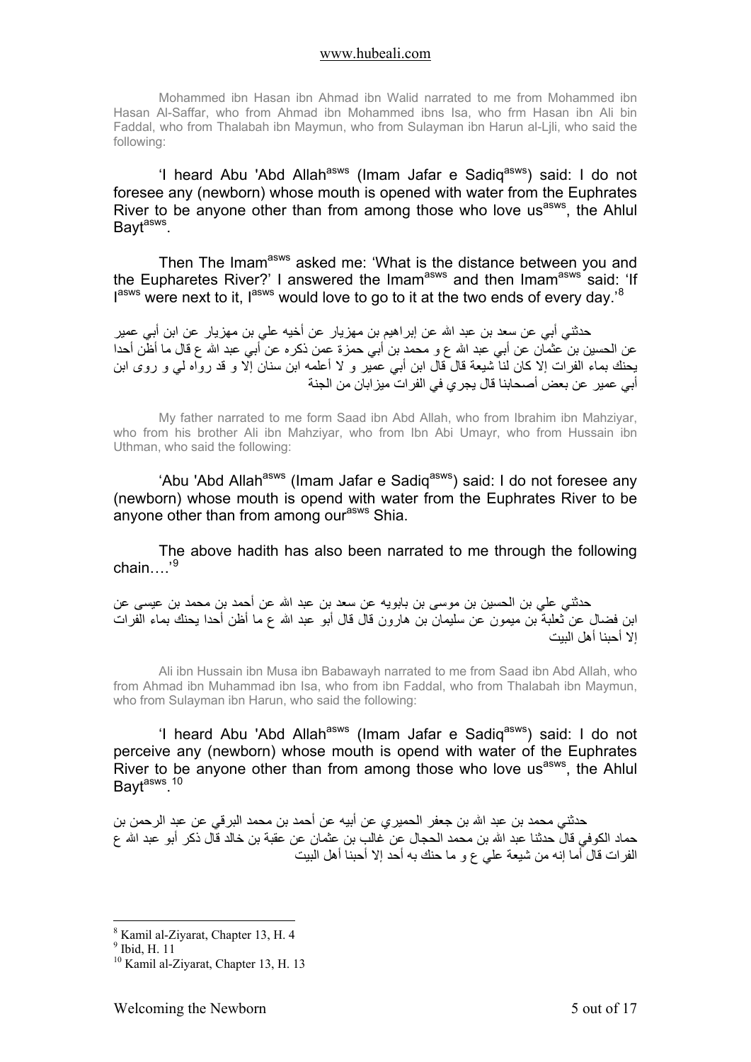Mohammed ibn Hasan ibn Ahmad ibn Walid narrated to me from Mohammed ibn Hasan Al-Saffar, who from Ahmad ibn Mohammed ibns Isa, who frm Hasan ibn Ali bin Faddal, who from Thalabah ibn Maymun, who from Sulayman ibn Harun al-Ljli, who said the following:

'I heard Abu 'Abd Allah[asws] (Imam Jafar e Sadiq[asws]) said: I do not foresee any (newborn) whose mouth is opened with water from the Euphrates River to be anyone other than from among those who love us[asws], the Ahlul Bayt[asws].

Then The Imam[asws] asked me: 'What is the distance between you and the Eupharetes River?' I answered the Imam[asws] and then Imam[asws] said: 'If I[asws] were next to it, I[asws] would love to go to it at the two ends of every day.'[8]

حدثني أبي عن سعد بن عبد الله عن إبراهيم بن مهزيار عن أخيه علي بن مهزيار عن ابن أبي عمير عن الحسين بن عثمان عن أبي عبد الله ع و محمد بن أبي حمزة عمن ذكره عن أبي عبد الله ع قال ما أظن أحدا يحنك بماء الفرات إلا كان لنا شيعة قال ابن أبي عمير و لا أعلمه ابن سنان إلا و قد رواه لي و روى ابن أبي عمير عن بعض أصحابنا قال يجري في الفرات ميزابان من الجنة

My father narrated to me form Saad ibn Abd Allah, who from Ibrahim ibn Mahziyar, who from his brother Ali ibn Mahziyar, who from Ibn Abi Umayr, who from Hussain ibn Uthman, who said the following:

'Abu 'Abd Allah[asws] (Imam Jafar e Sadiq[asws]) said: I do not foresee any (newborn) whose mouth is opend with water from the Euphrates River to be anyone other than from among our[asws] Shia.

The above hadith has also been narrated to me through the following chain….'[9]

حدثني علي بن الحسين بن موسى بن بابويه عن سعد بن عبد الله عن أحمد بن محمد بن عيسى عن ابن فضال عن ثعلبة بن ميمون عن سليمان بن هارون قال قال أبو عبد الله ع ما أظن أحدا يحنك بماء الفرات إلا أحبنا أهل البيت

Ali ibn Hussain ibn Musa ibn Babawayh narrated to me from Saad ibn Abd Allah, who from Ahmad ibn Muhammad ibn Isa, who from ibn Faddal, who from Thalabah ibn Maymun, who from Sulayman ibn Harun, who said the following:

'I heard Abu 'Abd Allah[asws] (Imam Jafar e Sadiq[asws]) said: I do not perceive any (newborn) whose mouth is opend with water of the Euphrates River to be anyone other than from among those who love us[asws], the Ahlul Bayt[asws].[10]

حدثني محمد بن عبد الله بن جعفر الحميري عن أبيه عن أحمد بن محمد البرقي عن عبد الرحمن بن حماد الكوفي قال حدثنا عبد الله بن محمد الحجال عن غالب بن عثمان عن عقبة بن خالد قال ذكر أبو عبد الله ع الفرات قال أما إنه من شيعة علي ع و ما حنك به أحد إلا أحبنا أهل البيت

---

[8] Kamil al-Ziyarat, Chapter 13, H. 4

[9] Ibid, H. 11

[10] Kamil al-Ziyarat, Chapter 13, H. 13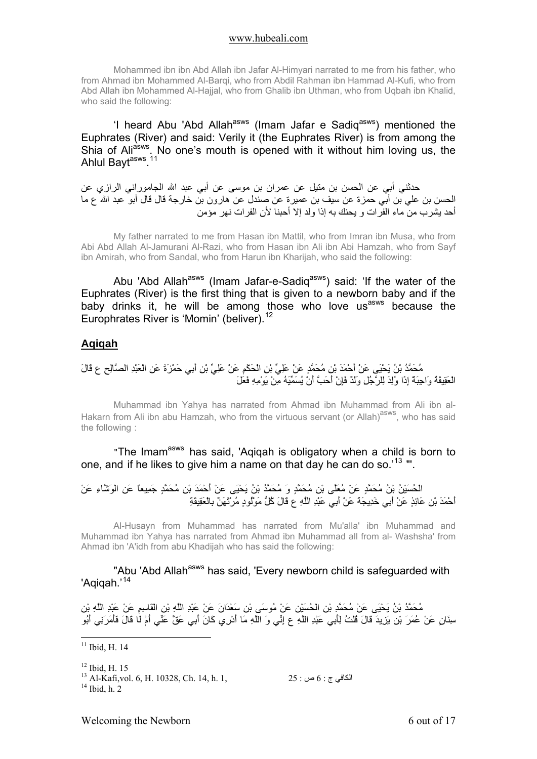Mohammed ibn ibn Abd Allah ibn Jafar Al-Himyari narrated to me from his father, who from Ahmad ibn Mohammed Al-Barqi, who from Abdil Rahman ibn Hammad Al-Kufi, who from Abd Allah ibn Mohammed Al-Hajjal, who from Ghalib ibn Uthman, who from Uqbah ibn Khalid, who said the following:

'I heard Abu 'Abd Allah[asws] (Imam Jafar e Sadiq[asws]) mentioned the Euphrates (River) and said: Verily it (the Euphrates River) is from among the Shia of Ali[asws]. No one's mouth is opened with it without him loving us, the Ahlul Bayt[asws].[11]

حدثني أبي عن الحسن بن متيل عن عمران بن موسى عن أبي عبد الله الجاموراني الرازي عن الحسن بن علي بن أبي حمزة عن سيف بن عميرة عن صندل عن هارون بن خارجة قال قال أبو عبد الله ع ما أحد يشرب من ماء الفرات و يحنك به إذا ولد إلا أحبنا لأن الفرات نهر مؤمن

My father narrated to me from Hasan ibn Mattil, who from Imran ibn Musa, who from Abi Abd Allah Al-Jamurani Al-Razi, who from Hasan ibn Ali ibn Abi Hamzah, who from Sayf ibn Amirah, who from Sandal, who from Harun ibn Kharijah, who said the following:

Abu 'Abd Allah[asws] (Imam Jafar-e-Sadiq[asws]) said: 'If the water of the Euphrates (River) is the first thing that is given to a newborn baby and if the baby drinks it, he will be among those who love us[asws] because the Europhrates River is 'Momin' (beliver).[12]

## Aqiqah

مُحَمَّدُ بْنُ يَحْيَى عَنْ أَحْمَدَ بْنِ مُحَمَّدٍ عَنْ عَلِيِّ بْنِ الْحَكَمِ عَنْ عَلِيِّ بْنِ أَبِي حَمْزَةَ عَنِ الْعَبْدِ الصَّالِحِ ع قَالَ الْعَقِيقَةُ وَاجِبَةٌ إِذَا وُلِدَ لِلرَّجُلِ وَلَدٌ فَإِنْ أَحَبَّ أَنْ يُسَمِّيَهُ مِنْ يَوْمِهِ فَعَلَ

Muhammad ibn Yahya has narrated from Ahmad ibn Muhammad from Ali ibn al-Hakarn from Ali ibn abu Hamzah, who from the virtuous servant (or Allah)[asws], who has said the following :

"The Imam[asws] has said, 'Aqiqah is obligatory when a child is born to one, and if he likes to give him a name on that day he can do so.'[13] "'.

الْحُسَيْنُ بْنُ مُحَمَّدٍ عَنْ مُعَلَّى بْنِ مُحَمَّدٍ وَ مُحَمَّدُ بْنُ يَحْيَى عَنْ أَحْمَدَ بْنِ مُحَمَّدٍ جَمِيعاً عَنِ الْوَشَّاءِ عَنْ أَحْمَدَ بْنِ عَائِذٍ عَنْ أَبِي خَدِيجَةَ عَنْ أَبِي عَبْدِ اللَّهِ ع قَالَ كُلُّ مَوْلُودٍ مُرْتَهَنٌ بِالْعَقِيقَةِ

Al-Husayn from Muhammad has narrated from Mu'alla' ibn Muhammad and Muhammad ibn Yahya has narrated from Ahmad ibn Muhammad all from al- Washsha' from Ahmad ibn 'A'idh from abu Khadijah who has said the following:

"Abu 'Abd Allah[asws] has said, 'Every newborn child is safeguarded with 'Aqiqah.'[14]

مُحَمَّدُ بْنُ يَحْيَى عَنْ مُحَمَّدِ بْنِ الْحُسَيْنِ عَنْ مُوسَى بْنِ سَعْدَانَ عَنْ عَبْدِ اللَّهِ بْنِ الْقَاسِمِ عَنْ عَبْدِ اللَّهِ بْنِ سِنَانٍ عَنْ عُمَرَ بْنِ يَزِيدَ قَالَ قُلْتُ لِأَبِي عَبْدِ اللَّهِ ع إِنِّي وَ اللَّهِ مَا أَدْرِي كَانَ أَبِي عَقَّ عَنِّي أَمْ لَا قَالَ فَأَمَرَنِي أَبُو

---

[11] Ibid, H. 14

[12] Ibid, H. 15

[13] Al-Kafi,vol. 6, H. 10328, Ch. 14, h. 1, الكافي ج : 6 ص : 25

[14] Ibid, h. 2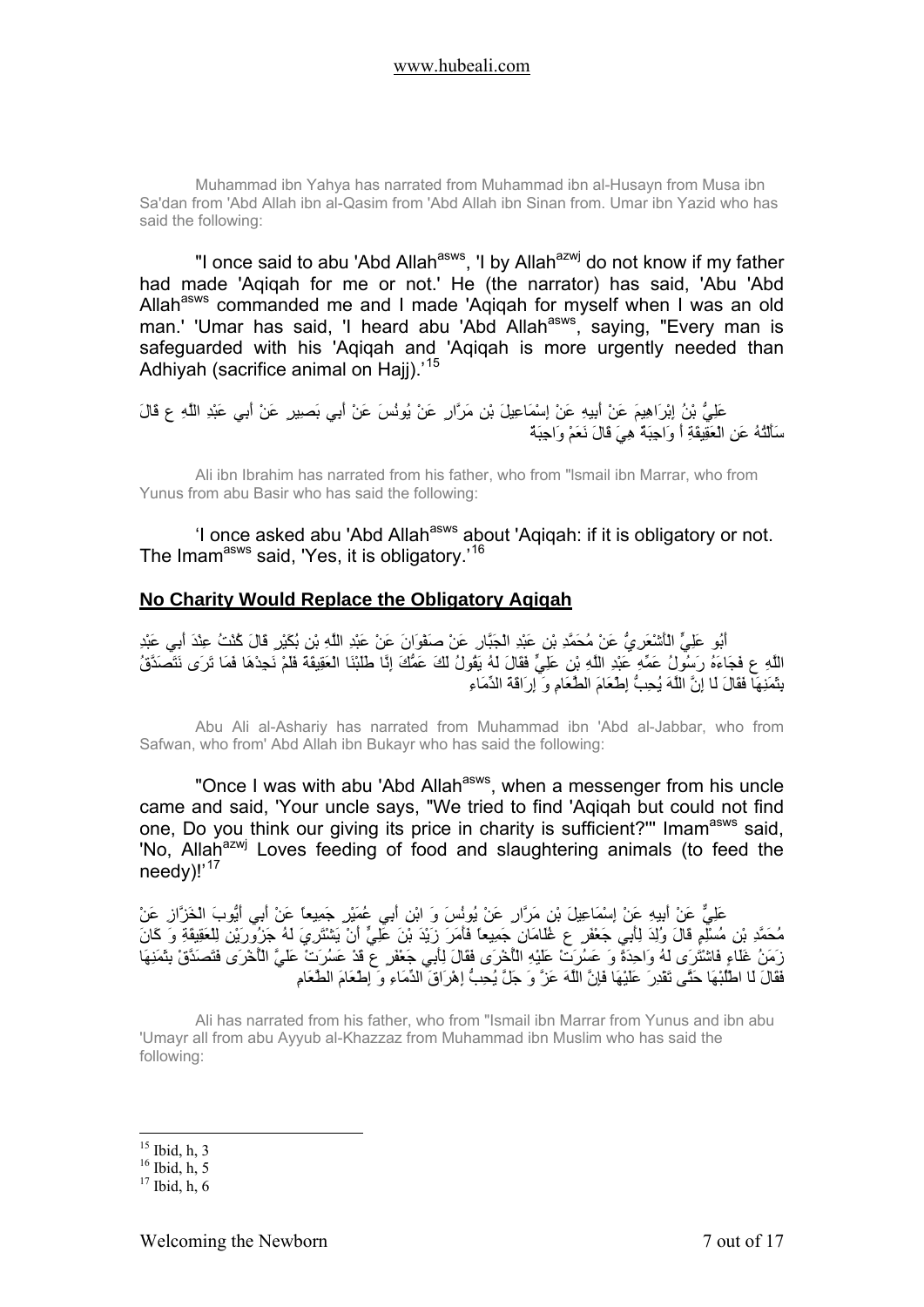Muhammad ibn Yahya has narrated from Muhammad ibn al-Husayn from Musa ibn Sa'dan from 'Abd Allah ibn al-Qasim from 'Abd Allah ibn Sinan from. Umar ibn Yazid who has said the following:

"I once said to abu 'Abd Allah[asws], 'I by Allah[azwj] do not know if my father had made 'Aqiqah for me or not.' He (the narrator) has said, 'Abu 'Abd Allah[asws] commanded me and I made 'Aqiqah for myself when I was an old man.' 'Umar has said, 'I heard abu 'Abd Allah[asws], saying, "Every man is safeguarded with his 'Aqiqah and 'Aqiqah is more urgently needed than Adhiyah (sacrifice animal on Hajj).'[15]

عَلِيُّ بْنُ إِبْرَاهِيمَ عَنْ أَبِيهِ عَنْ إِسْمَاعِيلَ بْنِ مَرَّارٍ عَنْ يُونُسَ عَنْ أَبِي بَصِيرٍ عَنْ أَبِي عَبْدِ اللَّهِ ع قَالَ سَأَلْتُهُ عَنِ الْعَقِيقَةِ أَ وَاجِبَةٌ هِيَ قَالَ نَعَمْ وَاجِبَةٌ

Ali ibn Ibrahim has narrated from his father, who from "Ismail ibn Marrar, who from Yunus from abu Basir who has said the following:

'I once asked abu 'Abd Allah[asws] about 'Aqiqah: if it is obligatory or not. The Imam[asws] said, 'Yes, it is obligatory.'[16]

## No Charity Would Replace the Obligatory Aqiqah

أَبُو عَلِيٍّ الْأَشْعَرِيُّ عَنْ مُحَمَّدِ بْنِ عَبْدِ الْجَبَّارِ عَنْ صَفْوَانَ عَنْ عَبْدِ اللَّهِ بْنِ بُكَيْرٍ قَالَ كُنْتُ عِنْدَ أَبِي عَبْدِ اللَّهِ ع فَجَاءَهُ رَسُولُ عَمِّهِ عَبْدِ اللَّهِ بْنِ عَلِيٍّ فَقَالَ لَهُ يَقُولُ لَكَ عَمُّكَ إِنَّا طَلَبْنَا الْعَقِيقَةَ فَلَمْ نَجِدْهَا فَمَا تَرَى نَتَصَدَّقُ بِثَمَنِهَا فَقَالَ لَا إِنَّ اللَّهَ يُحِبُّ إِطْعَامَ الطَّعَامِ وَ إِرَاقَةَ الدِّمَاءِ

Abu Ali al-Ashariy has narrated from Muhammad ibn 'Abd al-Jabbar, who from Safwan, who from' Abd Allah ibn Bukayr who has said the following:

"Once I was with abu 'Abd Allah[asws], when a messenger from his uncle came and said, 'Your uncle says, "We tried to find 'Aqiqah but could not find one, Do you think our giving its price in charity is sufficient?"' Imam[asws] said, 'No, Allah[azwj] Loves feeding of food and slaughtering animals (to feed the needy)!'[17]

عَلِيٌّ عَنْ أَبِيهِ عَنْ إِسْمَاعِيلَ بْنِ مَرَّارٍ عَنْ يُونُسَ وَ ابْنِ أَبِي عُمَيْرٍ جَمِيعاً عَنْ أَبِي أَيُّوبَ الْخَزَّازِ عَنْ مُحَمَّدِ بْنِ مُسْلِمٍ قَالَ وُلِدَ لِأَبِي جَعْفَرٍ ع غُلَامَانِ جَمِيعاً فَأَمَرَ زَيْدَ بْنَ عَلِيٍّ أَنْ يَشْتَرِيَ لَهُ جَزُورَيْنِ لِلْعَقِيقَةِ وَ كَانَ زَمَنُ غَلَاءٍ فَاشْتَرَى لَهُ وَاحِدَةً وَ عَسُرَتْ عَلَيْهِ الْأُخْرَى فَقَالَ لِأَبِي جَعْفَرٍ ع قَدْ عَسُرَتْ عَلَيَّ الْأُخْرَى فَتَصَدَّقْ بِثَمَنِهَا فَقَالَ لَا اطْلُبْهَا حَتَّى تَقْدِرَ عَلَيْهَا فَإِنَّ اللَّهَ عَزَّ وَ جَلَّ يُحِبُّ إِهْرَاقَ الدِّمَاءِ وَ إِطْعَامَ الطَّعَامِ

Ali has narrated from his father, who from "Ismail ibn Marrar from Yunus and ibn abu 'Umayr all from abu Ayyub al-Khazzaz from Muhammad ibn Muslim who has said the following:

---

[15] Ibid, h, 3

[16] Ibid, h, 5

[17] Ibid, h, 6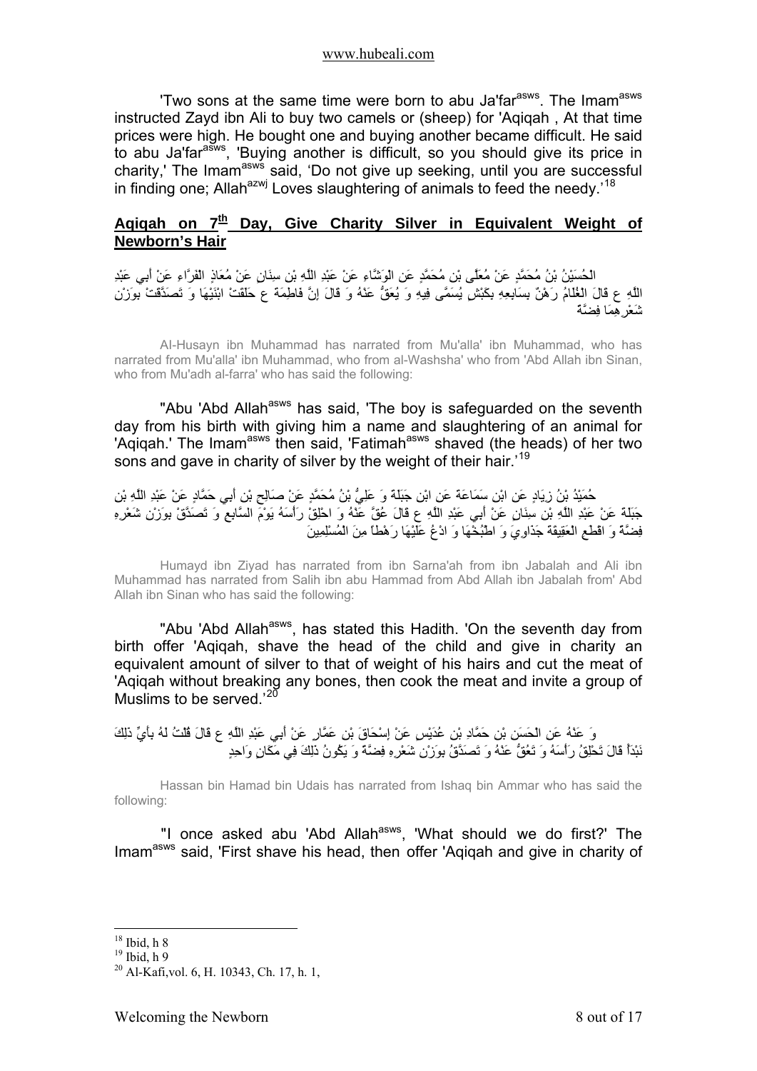'Two sons at the same time were born to abu Ja'far[asws]. The Imam[asws] instructed Zayd ibn Ali to buy two camels or (sheep) for 'Aqiqah , At that time prices were high. He bought one and buying another became difficult. He said to abu Ja'far[asws], 'Buying another is difficult, so you should give its price in charity,' The Imam[asws] said, 'Do not give up seeking, until you are successful in finding one; Allah[azwj] Loves slaughtering of animals to feed the needy.'[18]

## Aqiqah on 7[th] Day, Give Charity Silver in Equivalent Weight of Newborn's Hair

الْحُسَيْنُ بْنُ مُحَمَّدٍ عَنْ مُعَلَّى بْنِ مُحَمَّدٍ عَنِ الْوَشَّاءِ عَنْ عَبْدِ اللَّهِ بْنِ سِنَانٍ عَنْ مُعَاذٍ الْفَرَّاءِ عَنْ أَبِي عَبْدِ اللَّهِ ع قَالَ الْغُلَامُ رَهْنٌ بِسَابِعِهِ بِكَبْشٍ يُسَمَّى فِيهِ وَ يُعَقُّ عَنْهُ وَ قَالَ إِنَّ فَاطِمَةَ ع حَلَقَتْ ابْنَيْهَا وَ تَصَدَّقَتْ بِوَزْنِ شَعْرِهِمَا فِضَّةً

Al-Husayn ibn Muhammad has narrated from Mu'alla' ibn Muhammad, who has narrated from Mu'alla' ibn Muhammad, who from al-Washsha' who from 'Abd Allah ibn Sinan, who from Mu'adh al-farra' who has said the following:

"Abu 'Abd Allah[asws] has said, 'The boy is safeguarded on the seventh day from his birth with giving him a name and slaughtering of an animal for 'Aqiqah.' The Imam[asws] then said, 'Fatimah[asws] shaved (the heads) of her two sons and gave in charity of silver by the weight of their hair.'[19]

حُمَيْدُ بْنُ زِيَادٍ عَنِ ابْنِ سَمَاعَةَ عَنِ ابْنِ جَبَلَةَ وَ عَلِيُّ بْنُ مُحَمَّدٍ عَنْ صَالِحِ بْنِ أَبِي حَمَّادٍ عَنْ عَبْدِ اللَّهِ بْنِ جَبَلَةَ عَنْ عَبْدِ اللَّهِ بْنِ سِنَانٍ عَنْ أَبِي عَبْدِ اللَّهِ ع قَالَ عُقَّ عَنْهُ وَ احْلِقْ رَأْسَهُ يَوْمَ السَّابِعِ وَ تَصَدَّقْ بِوَزْنِ شَعْرِهِ فِضَّةً وَ اقْطَعِ الْعَقِيقَةَ جَذَاوِيَ وَ اطْبُخْهَا وَ ادْعُ عَلَيْهَا رَهْطاً مِنَ الْمُسْلِمِينَ

Humayd ibn Ziyad has narrated from ibn Sarna'ah from ibn Jabalah and Ali ibn Muhammad has narrated from Salih ibn abu Hammad from Abd Allah ibn Jabalah from' Abd Allah ibn Sinan who has said the following:

"Abu 'Abd Allah[asws], has stated this Hadith. 'On the seventh day from birth offer 'Aqiqah, shave the head of the child and give in charity an equivalent amount of silver to that of weight of his hairs and cut the meat of 'Aqiqah without breaking any bones, then cook the meat and invite a group of Muslims to be served.'[20]

وَ عَنْهُ عَنِ الْحَسَنِ بْنِ حَمَّادِ بْنِ عُدَيْسٍ عَنْ إِسْحَاقَ بْنِ عَمَّارٍ عَنْ أَبِي عَبْدِ اللَّهِ ع قَالَ قُلْتُ لَهُ بِأَيِّ ذَلِكَ نَبْدَأُ قَالَ تَحْلِقُ رَأْسَهُ وَ تَعُقُّ عَنْهُ وَ تَصَدَّقُ بِوَزْنِ شَعْرِهِ فِضَّةً وَ يَكُونُ ذَلِكَ فِي مَكَانٍ وَاحِدٍ

Hassan bin Hamad bin Udais has narrated from Ishaq bin Ammar who has said the following:

"I once asked abu 'Abd Allah[asws], 'What should we do first?' The Imam[asws] said, 'First shave his head, then offer 'Aqiqah and give in charity of

---

[18] Ibid, h 8
[19] Ibid, h 9
[20] Al-Kafi,vol. 6, H. 10343, Ch. 17, h. 1,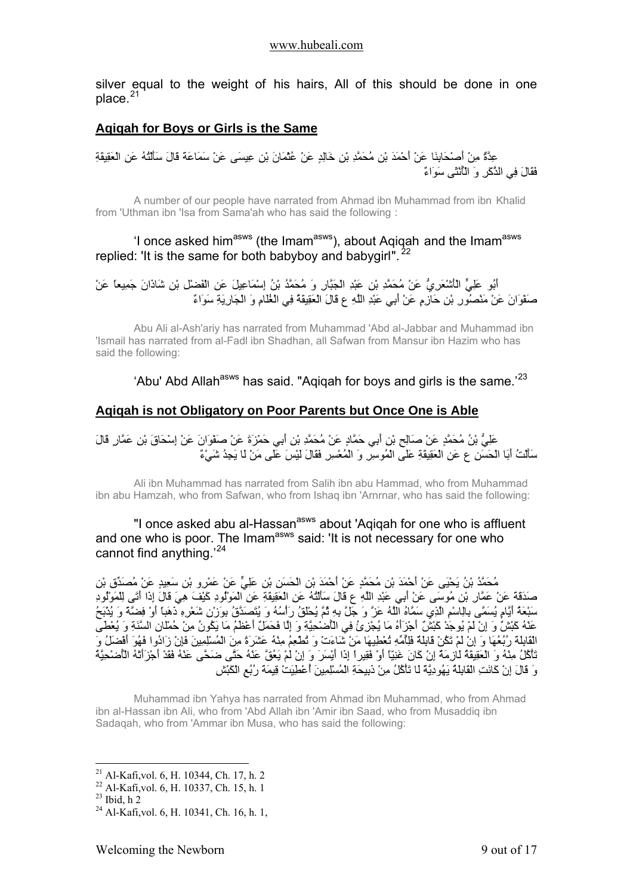silver equal to the weight of his hairs, All of this should be done in one place.[21]

## Aqiqah for Boys or Girls is the Same

عِدَّةٌ مِنْ أَصْحَابِنَا عَنْ أَحْمَدَ بْنِ مُحَمَّدِ بْنِ خَالِدٍ عَنْ عُثْمَانَ بْنِ عِيسَى عَنْ سَمَاعَةَ قَالَ سَأَلْتُهُ عَنِ الْعَقِيقَةِ فَقَالَ فِي الذَّكَرِ وَ الْأُنْثَى سَوَاءٌ

A number of our people have narrated from Ahmad ibn Muhammad from ibn Khalid from 'Uthman ibn 'Isa from Sama'ah who has said the following :

'I once asked him[asws] (the Imam[asws]), about Aqiqah and the Imam[asws] replied: 'It is the same for both babyboy and babygirl".[22]

أَبُو عَلِيٍّ الْأَشْعَرِيُّ عَنْ مُحَمَّدِ بْنِ عَبْدِ الْجَبَّارِ وَ مُحَمَّدُ بْنُ إِسْمَاعِيلَ عَنِ الْفَضْلِ بْنِ شَاذَانَ جَمِيعاً عَنْ صَفْوَانَ عَنْ مَنْصُورِ بْنِ حَازِمٍ عَنْ أَبِي عَبْدِ اللَّهِ ع قَالَ الْعَقِيقَةُ فِي الْغُلَامِ وَ الْجَارِيَةِ سَوَاءٌ

Abu Ali al-Ash'ariy has narrated from Muhammad 'Abd al-Jabbar and Muhammad ibn 'Ismail has narrated from al-Fadl ibn Shadhan, all Safwan from Mansur ibn Hazim who has said the following:

'Abu' Abd Allah[asws] has said. "Aqiqah for boys and girls is the same.'[23]

## Aqiqah is not Obligatory on Poor Parents but Once One is Able

عَلِيُّ بْنُ مُحَمَّدٍ عَنْ صَالِحِ بْنِ أَبِي حَمَّادٍ عَنْ مُحَمَّدِ بْنِ أَبِي حَمْزَةَ عَنْ صَفْوَانَ عَنْ إِسْحَاقَ بْنِ عَمَّارٍ قَالَ سَأَلْتُ أَبَا الْحَسَنِ ع عَنِ الْعَقِيقَةِ عَلَى الْمُوسِرِ وَ الْمُعْسِرِ فَقَالَ لَيْسَ عَلَى مَنْ لَا يَجِدُ شَيْءٌ

Ali ibn Muhammad has narrated from Salih ibn abu Hammad, who from Muhammad ibn abu Hamzah, who from Safwan, who from Ishaq ibn 'Arnrnar, who has said the following:

"I once asked abu al-Hassan[asws] about 'Aqiqah for one who is affluent and one who is poor. The Imam[asws] said: 'It is not necessary for one who cannot find anything.'[24]

مُحَمَّدُ بْنُ يَحْيَى عَنْ أَحْمَدَ بْنِ مُحَمَّدٍ عَنْ أَحْمَدَ بْنِ الْحَسَنِ بْنِ عَلِيٍّ عَنْ عَمْرِو بْنِ سَعِيدٍ عَنْ مُصَدِّقِ بْنِ صَدَقَةَ عَنْ عَمَّارِ بْنِ مُوسَى عَنْ أَبِي عَبْدِ اللَّهِ ع قَالَ سَأَلْتُهُ عَنِ الْعَقِيقَةِ عَنِ الْمَوْلُودِ كَيْفَ هِيَ قَالَ إِذَا أَتَى لِلْمَوْلُودِ سَبْعَةُ أَيَّامٍ يُسَمَّى بِالِاسْمِ الَّذِي سَمَّاهُ اللَّهُ عَزَّ وَ جَلَّ بِهِ ثُمَّ يُحْلَقُ رَأْسُهُ وَ يُتَصَدَّقُ بِوَزْنِ شَعْرِهِ ذَهَباً أَوْ فِضَّةً وَ يُذْبَحُ عَنْهُ كَبْشٌ وَ إِنْ لَمْ يُوجَدْ كَبْشٌ أَجْزَأَهُ مَا يُجْزِئُ فِي الْأُضْحِيَّةِ وَ إِلَّا فَحَمَلٌ أَعْظَمُ مَا يَكُونُ مِنْ حُمْلَانِ السَّنَةِ وَ يُعْطَى الْقَابِلَةُ رُبُعَهَا وَ إِنْ لَمْ تَكُنْ قَابِلَةٌ فَلِأُمِّهِ تُعْطِيهَا مَنْ شَاءَتْ وَ تُطْعِمُ مِنْهُ عَشَرَةً مِنَ الْمُسْلِمِينَ فَإِنْ زَادُوا فَهُوَ أَفْضَلُ وَ تَأْكُلُ مِنْهُ وَ الْعَقِيقَةُ لَازِمَةٌ إِنْ كَانَ غَنِيّاً أَوْ فَقِيراً إِذَا أَيْسَرَ وَ إِنْ لَمْ يَعُقَّ عَنْهُ حَتَّى ضَحَّى عَنْهُ فَقَدْ أَجْزَأَتْهُ الْأُضْحِيَّةُ وَ قَالَ إِنْ كَانَتِ الْقَابِلَةُ يَهُودِيَّةً لَا تَأْكُلُ مِنْ ذَبِيحَةِ الْمُسْلِمِينَ أُعْطِيَتْ قِيمَةَ رُبُعِ الْكَبْشِ

Muhammad ibn Yahya has narrated from Ahmad ibn Muhammad, who from Ahmad ibn al-Hassan ibn Ali, who from 'Abd Allah ibn 'Amir ibn Saad, who from Musaddiq ibn Sadaqah, who from 'Ammar ibn Musa, who has said the following:

---

[21] Al-Kafi,vol. 6, H. 10344, Ch. 17, h. 2
[22] Al-Kafi,vol. 6, H. 10337, Ch. 15, h. 1
[23] Ibid, h 2
[24] Al-Kafi,vol. 6, H. 10341, Ch. 16, h. 1,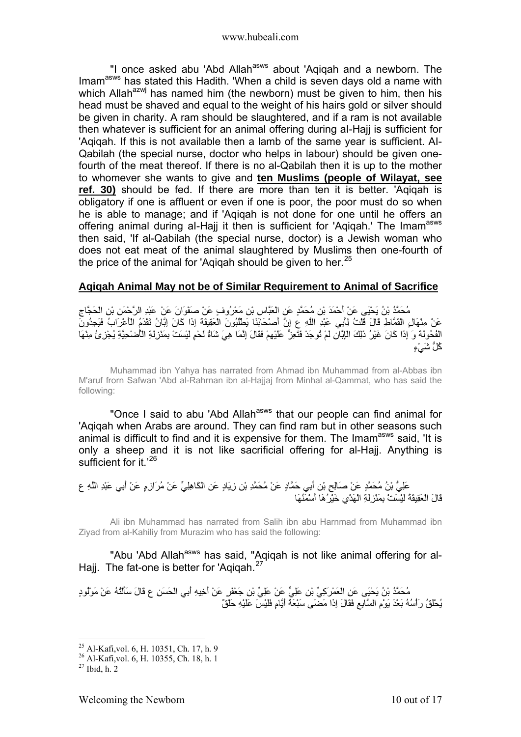"I once asked abu 'Abd Allah[asws] about 'Aqiqah and a newborn. The Imam[asws] has stated this Hadith. 'When a child is seven days old a name with which Allah[azwj] has named him (the newborn) must be given to him, then his head must be shaved and equal to the weight of his hairs gold or silver should be given in charity. A ram should be slaughtered, and if a ram is not available then whatever is sufficient for an animal offering during al-Hajj is sufficient for 'Aqiqah. If this is not available then a lamb of the same year is sufficient. Al-Qabilah (the special nurse, doctor who helps in labour) should be given one-fourth of the meat thereof. If there is no al-Qabilah then it is up to the mother to whomever she wants to give and **ten Muslims (people of Wilayat, see ref. 30)** should be fed. If there are more than ten it is better. 'Aqiqah is obligatory if one is affluent or even if one is poor, the poor must do so when he is able to manage; and if 'Aqiqah is not done for one until he offers an offering animal during al-Hajj it then is sufficient for 'Aqiqah.' The Imam[asws] then said, 'If al-Qabilah (the special nurse, doctor) is a Jewish woman who does not eat meat of the animal slaughtered by Muslims then one-fourth of the price of the animal for 'Aqiqah should be given to her.[25]

## Aqiqah Animal May not be of Similar Requirement to Animal of Sacrifice

مُحَمَّدُ بْنُ يَحْيَى عَنْ أَحْمَدَ بْنِ مُحَمَّدٍ عَنِ الْعَبَّاسِ بْنِ مَعْرُوفٍ عَنْ صَفْوَانَ عَنْ عَبْدِ الرَّحْمَنِ بْنِ الْحَجَّاجِ عَنْ مِنْهَالٍ الْقَمَّاطِ قَالَ قُلْتُ لِأَبِي عَبْدِ اللَّهِ ع إِنَّ أَصْحَابَنَا يَطْلُبُونَ الْعَقِيقَةَ إِذَا كَانَ إِبَّانُ تَقْدَمُ الْأَعْرَابُ فَيَجِدُونَ الْفُحُولَةَ وَ إِذَا كَانَ غَيْرُ ذَلِكَ الْإِبَّانِ لَمْ تُوجَدْ فَتَعِزُّ عَلَيْهِمْ فَقَالَ إِنَّمَا هِيَ شَاةُ لَحْمٍ لَيْسَتْ بِمَنْزِلَةِ الْأُضْحِيَّةِ يُجْزِئُ مِنْهَا كُلُّ شَيْءٍ

Muhammad ibn Yahya has narrated from Ahmad ibn Muhammad from al-Abbas ibn M'aruf frorn Safwan 'Abd al-Rahrnan ibn al-Hajjaj from Minhal al-Qammat, who has said the following:

"Once I said to abu 'Abd Allah[asws] that our people can find animal for 'Aqiqah when Arabs are around. They can find ram but in other seasons such animal is difficult to find and it is expensive for them. The Imam[asws] said, 'It is only a sheep and it is not like sacrificial offering for al-Hajj. Anything is sufficient for it.'[26]

عَلِيُّ بْنُ مُحَمَّدٍ عَنْ صَالِحِ بْنِ أَبِي حَمَّادٍ عَنْ مُحَمَّدِ بْنِ زِيَادٍ عَنِ الْكَاهِلِيِّ عَنْ مُرَازِمٍ عَنْ أَبِي عَبْدِ اللَّهِ ع قَالَ الْعَقِيقَةُ لَيْسَتْ بِمَنْزِلَةِ الْهَدْيِ خَيْرُهَا أَسْمَنُهَا

Ali ibn Muhammad has narrated from Salih ibn abu Harnmad from Muhammad ibn Ziyad from al-Kahiliy from Murazim who has said the following:

"Abu 'Abd Allah[asws] has said, "Aqiqah is not like animal offering for al-Hajj. The fat-one is better for 'Aqiqah.[27]

مُحَمَّدُ بْنُ يَحْيَى عَنِ الْعَمْرَكِيِّ بْنِ عَلِيٍّ عَنْ عَلِيِّ بْنِ جَعْفَرٍ عَنْ أَخِيهِ أَبِي الْحَسَنِ ع قَالَ سَأَلْتُهُ عَنْ مَوْلُودٍ يُحْلَقُ رَأْسُهُ بَعْدَ يَوْمِ السَّابِعِ فَقَالَ إِذَا مَضَى سَبْعَةُ أَيَّامٍ فَلَيْسَ عَلَيْهِ حَلْقٌ

---

[25] Al-Kafi,vol. 6, H. 10351, Ch. 17, h. 9
[26] Al-Kafi,vol. 6, H. 10355, Ch. 18, h. 1
[27] Ibid, h. 2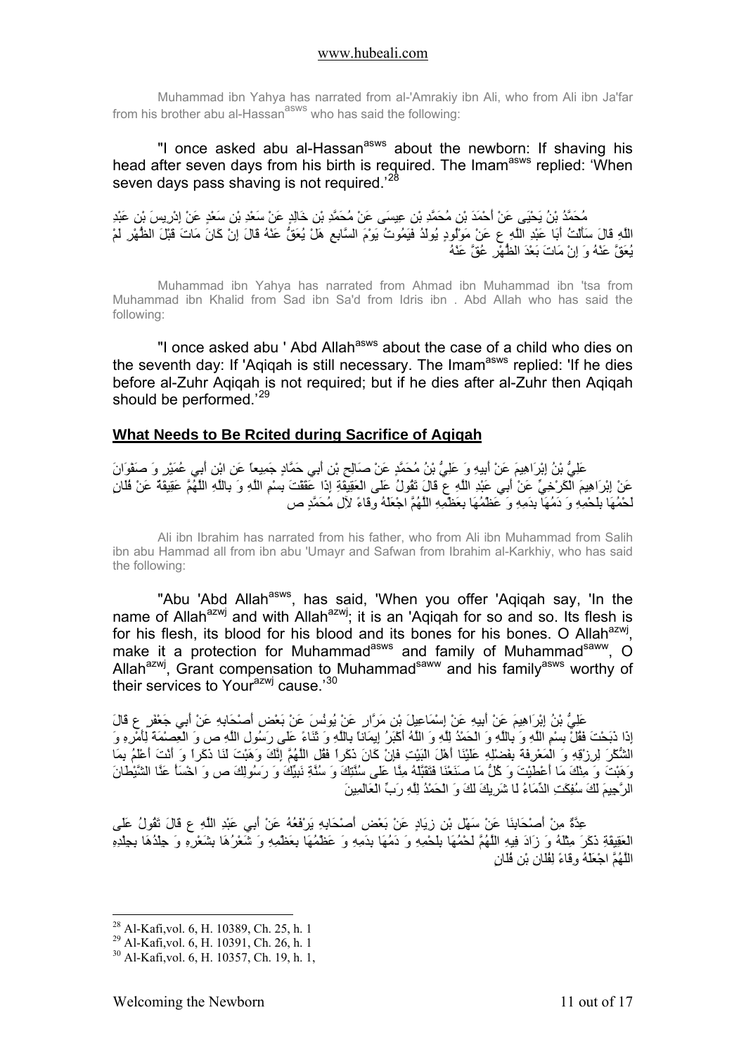Muhammad ibn Yahya has narrated from al-'Amrakiy ibn Ali, who from Ali ibn Ja'far from his brother abu al-Hassan[asws] who has said the following:

"I once asked abu al-Hassan[asws] about the newborn: If shaving his head after seven days from his birth is required. The Imam[asws] replied: 'When seven days pass shaving is not required.'[28]

مُحَمَّدُ بْنُ يَحْيَى عَنْ أَحْمَدَ بْنِ مُحَمَّدِ بْنِ عِيسَى عَنْ مُحَمَّدِ بْنِ خَالِدٍ عَنْ سَعْدِ بْنِ سَعْدٍ عَنْ إِدْرِيسَ بْنِ عَبْدِ اللَّهِ قَالَ سَأَلْتُ أَبَا عَبْدِ اللَّهِ ع عَنْ مَوْلُودٍ يُولَدُ فَيَمُوتُ يَوْمَ السَّابِعِ هَلْ يُعَقُّ عَنْهُ قَالَ إِنْ كَانَ مَاتَ قَبْلَ الظُّهْرِ لَمْ يُعَقَّ عَنْهُ وَ إِنْ مَاتَ بَعْدَ الظُّهْرِ عُقَّ عَنْهُ

Muhammad ibn Yahya has narrated from Ahmad ibn Muhammad ibn 'Isa from Muhammad ibn Khalid from Sad ibn Sa'd from Idris ibn . Abd Allah who has said the following:

"I once asked abu ' Abd Allah[asws] about the case of a child who dies on the seventh day: If 'Aqiqah is still necessary. The Imam[asws] replied: 'If he dies before al-Zuhr Aqiqah is not required; but if he dies after al-Zuhr then Aqiqah should be performed.'[29]

## What Needs to Be Rcited during Sacrifice of Aqiqah

عَلِيُّ بْنُ إِبْرَاهِيمَ عَنْ أَبِيهِ وَ عَلِيُّ بْنُ مُحَمَّدٍ عَنْ صَالِحِ بْنِ أَبِي حَمَّادٍ جَمِيعاً عَنِ ابْنِ أَبِي عُمَيْرٍ وَ صَفْوَانَ عَنْ إِبْرَاهِيمَ الْكَرْخِيِّ عَنْ أَبِي عَبْدِ اللَّهِ ع قَالَ تَقُولُ عَلَى الْعَقِيقَةِ إِذَا عَقَقْتَ بِسْمِ اللَّهِ وَ بِاللَّهِ اللَّهُمَّ عَقِيقَةٌ عَنْ فُلَانٍ لَحْمُهَا بِلَحْمِهِ وَ دَمُهَا بِدَمِهِ وَ عَظْمُهَا بِعَظْمِهِ اللَّهُمَّ اجْعَلْهُ وِقَاءً لِآلِ مُحَمَّدٍ ص

Ali ibn Ibrahim has narrated from his father, who from Ali ibn Muhammad from Salih ibn abu Hammad all from ibn abu 'Umayr and Safwan from Ibrahim al-Karkhiy, who has said the following:

"Abu 'Abd Allah[asws], has said, 'When you offer 'Aqiqah say, 'In the name of Allah[azwj] and with Allah[azwj]; it is an 'Aqiqah for so and so. Its flesh is for his flesh, its blood for his blood and its bones for his bones. O Allah[azwj], make it a protection for Muhammad[asws] and family of Muhammad[saww], O Allah[azwj], Grant compensation to Muhammad[saww] and his family[asws] worthy of their services to Your[azwj] cause.'[30]

عَلِيُّ بْنُ إِبْرَاهِيمَ عَنْ أَبِيهِ عَنْ إِسْمَاعِيلَ بْنِ مَرَّارٍ عَنْ يُونُسَ عَنْ بَعْضِ أَصْحَابِهِ عَنْ أَبِي جَعْفَرٍ ع قَالَ إِذَا ذَبَحْتَ فَقُلْ بِسْمِ اللَّهِ وَ بِاللَّهِ وَ الْحَمْدُ لِلَّهِ وَ اللَّهُ أَكْبَرُ إِيمَاناً بِاللَّهِ وَ ثَنَاءً عَلَى رَسُولِ اللَّهِ ص وَ الْعِصْمَةَ لِأَمْرِهِ وَ الشُّكْرَ لِرِزْقِهِ وَ الْمَعْرِفَةَ بِفَضْلِهِ عَلَيْنَا أَهْلَ الْبَيْتِ فَإِنْ كَانَ ذَكَراً فَقُلِ اللَّهُمَّ إِنَّكَ وَهَبْتَ لَنَا ذَكَراً وَ أَنْتَ أَعْلَمُ بِمَا وَهَبْتَ وَ مِنْكَ مَا أَعْطَيْتَ وَ كُلُّ مَا صَنَعْنَا فَتَقَبَّلْهُ مِنَّا عَلَى سُنَّتِكَ وَ سُنَّةِ نَبِيِّكَ وَ رَسُولِكَ ص وَ اخْسَأْ عَنَّا الشَّيْطَانَ الرَّجِيمَ لَكَ سُفِكَتِ الدِّمَاءُ لَا شَرِيكَ لَكَ وَ الْحَمْدُ لِلَّهِ رَبِّ الْعَالَمِينَ

عِدَّةٌ مِنْ أَصْحَابِنَا عَنْ سَهْلِ بْنِ زِيَادٍ عَنْ بَعْضِ أَصْحَابِهِ يَرْفَعُهُ عَنْ أَبِي عَبْدِ اللَّهِ ع قَالَ تَقُولُ عَلَى الْعَقِيقَةِ ذَكَرَ مِثْلَهُ وَ زَادَ فِيهِ اللَّهُمَّ لَحْمُهَا بِلَحْمِهِ وَ دَمُهَا بِدَمِهِ وَ عَظْمُهَا بِعَظْمِهِ وَ شَعْرُهَا بِشَعْرِهِ وَ جِلْدُهَا بِجِلْدِهِ اللَّهُمَّ اجْعَلْهُ وِقَاءً لِفُلَانِ بْنِ فُلَانٍ

---

[28] Al-Kafi,vol. 6, H. 10389, Ch. 25, h. 1

[29] Al-Kafi,vol. 6, H. 10391, Ch. 26, h. 1

[30] Al-Kafi,vol. 6, H. 10357, Ch. 19, h. 1,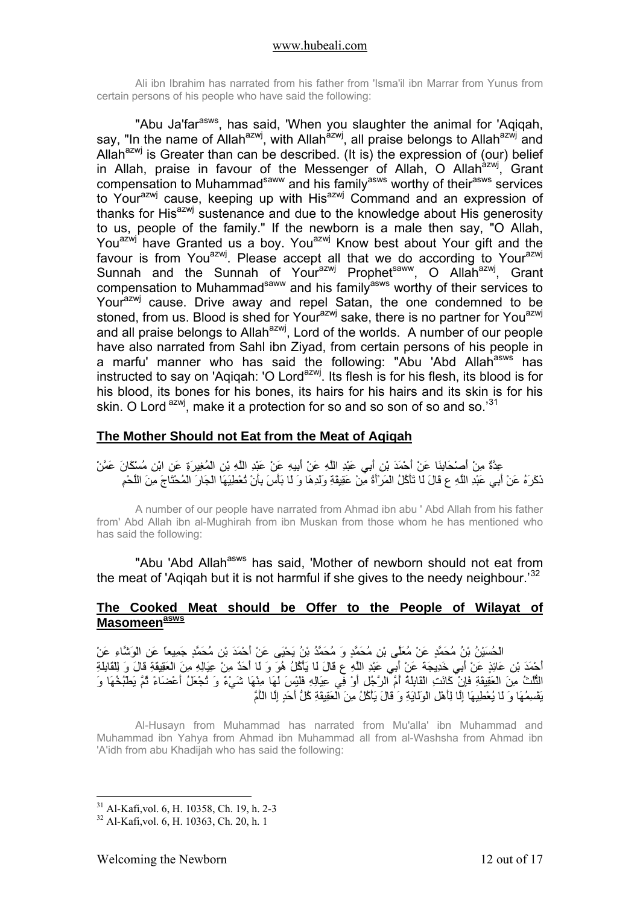Ali ibn Ibrahim has narrated from his father from 'Isma'il ibn Marrar from Yunus from certain persons of his people who have said the following:

"Abu Ja'far[asws], has said, 'When you slaughter the animal for 'Aqiqah, say, "In the name of Allah[azwj], with Allah[azwj], all praise belongs to Allah[azwj] and Allah[azwj] is Greater than can be described. (It is) the expression of (our) belief in Allah, praise in favour of the Messenger of Allah, O Allah[azwj], Grant compensation to Muhammad[saww] and his family[asws] worthy of their[asws] services to Your[azwj] cause, keeping up with His[azwj] Command and an expression of thanks for His[azwj] sustenance and due to the knowledge about His generosity to us, people of the family." If the newborn is a male then say, "O Allah, You[azwj] have Granted us a boy. You[azwj] Know best about Your gift and the favour is from You[azwj]. Please accept all that we do according to Your[azwj] Sunnah and the Sunnah of Your[azwj] Prophet[saww], O Allah[azwj], Grant compensation to Muhammad[saww] and his family[asws] worthy of their services to Your[azwj] cause. Drive away and repel Satan, the one condemned to be stoned, from us. Blood is shed for Your[azwj] sake, there is no partner for You[azwj] and all praise belongs to Allah[azwj], Lord of the worlds. A number of our people have also narrated from Sahl ibn Ziyad, from certain persons of his people in a marfu' manner who has said the following: "Abu 'Abd Allah[asws] has instructed to say on 'Aqiqah: 'O Lord[azwj]. Its flesh is for his flesh, its blood is for his blood, its bones for his bones, its hairs for his hairs and its skin is for his skin. O Lord [azwj], make it a protection for so and so son of so and so.'[31]

## The Mother Should not Eat from the Meat of Aqiqah

عِدَّةٌ مِنْ أَصْحَابِنَا عَنْ أَحْمَدَ بْنِ أَبِي عَبْدِ اللَّهِ عَنْ أَبِيهِ عَنْ عَبْدِ اللَّهِ بْنِ الْمُغِيرَةِ عَنِ ابْنِ مُسْكَانَ عَمَّنْ ذَكَرَهُ عَنْ أَبِي عَبْدِ اللَّهِ ع قَالَ لَا تَأْكُلُ الْمَرْأَةُ مِنْ عَقِيقَةِ وَلَدِهَا وَ لَا بَأْسَ بِأَنْ تُعْطِيَهَا الْجَارَ الْمُحْتَاجَ مِنَ اللَّحْمِ

A number of our people have narrated from Ahmad ibn abu ' Abd Allah from his father from' Abd Allah ibn al-Mughirah from ibn Muskan from those whom he has mentioned who has said the following:

"Abu 'Abd Allah[asws] has said, 'Mother of newborn should not eat from the meat of 'Aqiqah but it is not harmful if she gives to the needy neighbour.'[32]

## The Cooked Meat should be Offer to the People of Wilayat of Masomeen[asws]

الْحُسَيْنُ بْنُ مُحَمَّدٍ عَنْ مُعَلَّى بْنِ مُحَمَّدٍ وَ مُحَمَّدُ بْنُ يَحْيَى عَنْ أَحْمَدَ بْنِ مُحَمَّدٍ جَمِيعاً عَنِ الْوَشَّاءِ عَنْ أَحْمَدَ بْنِ عَائِذٍ عَنْ أَبِي خَدِيجَةَ عَنْ أَبِي عَبْدِ اللَّهِ ع قَالَ لَا يَأْكُلُ هُوَ وَ لَا أَحَدٌ مِنْ عِيَالِهِ مِنَ الْعَقِيقَةِ قَالَ وَ لِلْقَابِلَةِ الثُّلُثُ مِنَ الْعَقِيقَةِ فَإِنْ كَانَتِ الْقَابِلَةُ أُمَّ الرَّجُلِ أَوْ فِي عِيَالِهِ فَلَيْسَ لَهَا مِنْهَا شَيْءٌ وَ تُجْعَلُ أَعْضَاءً ثُمَّ يَطْبُخُهَا وَ يَقْسِمُهَا وَ لَا يُعْطِيهَا إِلَّا لِأَهْلِ الْوَلَايَةِ وَ قَالَ يَأْكُلُ مِنَ الْعَقِيقَةِ كُلُّ أَحَدٍ إِلَّا الْأُمَّ

Al-Husayn from Muhammad has narrated from Mu'alla' ibn Muhammad and Muhammad ibn Yahya from Ahmad ibn Muhammad all from al-Washsha from Ahmad ibn 'A'idh from abu Khadijah who has said the following:

---

[31] Al-Kafi,vol. 6, H. 10358, Ch. 19, h. 2-3
[32] Al-Kafi,vol. 6, H. 10363, Ch. 20, h. 1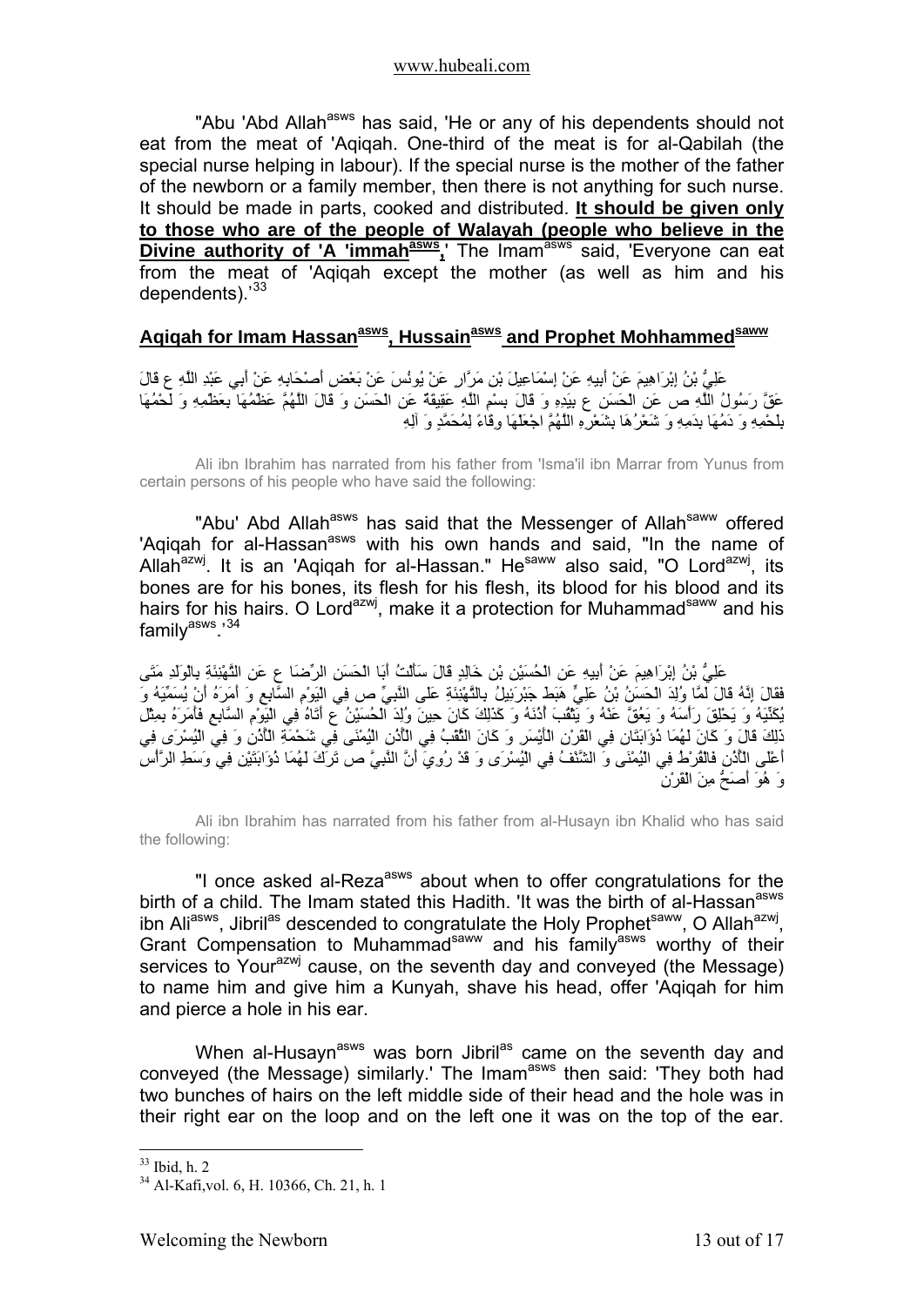"Abu 'Abd Allah[asws] has said, 'He or any of his dependents should not eat from the meat of 'Aqiqah. One-third of the meat is for al-Qabilah (the special nurse helping in labour). If the special nurse is the mother of the father of the newborn or a family member, then there is not anything for such nurse. It should be made in parts, cooked and distributed. **It should be given only to those who are of the people of Walayah (people who believe in the Divine authority of 'A 'immah[asws],'** The Imam[asws] said, 'Everyone can eat from the meat of 'Aqiqah except the mother (as well as him and his dependents).'[33]

## Aqiqah for Imam Hassan[asws], Hussain[asws] and Prophet Mohammed[saww]

عَلِيُّ بْنُ إِبْرَاهِيمَ عَنْ أَبِيهِ عَنْ إِسْمَاعِيلَ بْنِ مَرَّارٍ عَنْ يُونُسَ عَنْ بَعْضِ أَصْحَابِهِ عَنْ أَبِي عَبْدِ اللَّهِ ع قَالَ عَقَّ رَسُولُ اللَّهِ ص عَنِ الْحَسَنِ ع بِيَدِهِ وَ قَالَ بِسْمِ اللَّهِ عَقِيقَةٌ عَنِ الْحَسَنِ وَ قَالَ اللَّهُمَّ عَظْمُهَا بِعَظْمِهِ وَ لَحْمُهَا بِلَحْمِهِ وَ دَمُهَا بِدَمِهِ وَ شَعْرُهَا بِشَعْرِهِ اللَّهُمَّ اجْعَلْهَا وِقَاءً لِمُحَمَّدٍ وَ آلِهِ

Ali ibn Ibrahim has narrated from his father from 'Isma'il ibn Marrar from Yunus from certain persons of his people who have said the following:

"Abu' Abd Allah[asws] has said that the Messenger of Allah[saww] offered 'Aqiqah for al-Hassan[asws] with his own hands and said, "In the name of Allah[azwj]. It is an 'Aqiqah for al-Hassan." He[saww] also said, "O Lord[azwj], its bones are for his bones, its flesh for his flesh, its blood for his blood and its hairs for his hairs. O Lord[azwj], make it a protection for Muhammad[saww] and his family[asws].'[34]

عَلِيُّ بْنُ إِبْرَاهِيمَ عَنْ أَبِيهِ عَنِ الْحُسَيْنِ بْنِ خَالِدٍ قَالَ سَأَلْتُ أَبَا الْحَسَنِ الرِّضَا ع عَنِ التَّهْنِئَةِ بِالْوَلَدِ مَتَى فَقَالَ إِنَّهُ قَالَ لَمَّا وُلِدَ الْحَسَنُ بْنُ عَلِيٍّ هَبَطَ جَبْرَئِيلُ بِالتَّهْنِئَةِ عَلَى النَّبِيِّ ص فِي الْيَوْمِ السَّابِعِ وَ أَمَرَهُ أَنْ يُسَمِّيَهُ وَ يُكَنِّيَهُ وَ يَحْلِقَ رَأْسَهُ وَ يَعُقَّ عَنْهُ وَ يَثْقُبَ أُذُنَهُ وَ كَذَلِكَ كَانَ حِينَ وُلِدَ الْحُسَيْنُ ع أَتَاهُ فِي الْيَوْمِ السَّابِعِ فَأَمَرَهُ بِمِثْلِ ذَلِكَ قَالَ وَ كَانَ لَهُمَا ذُؤَابَتَانِ فِي الْقَرْنِ الْأَيْسَرِ وَ كَانَ الثَّقْبُ فِي الْأُذُنِ الْيُمْنَى فِي شَحْمَةِ الْأُذُنِ وَ فِي الْيُسْرَى فِي أَعْلَى الْأُذُنِ فَالْقُرْطُ فِي الْيُمْنَى وَ الشَّنْفُ فِي الْيُسْرَى وَ قَدْ رُوِيَ أَنَّ النَّبِيَّ ص تَرَكَ لَهُمَا ذُؤَابَتَيْنِ فِي وَسَطِ الرَّأْسِ وَ هُوَ أَصَحُّ مِنَ الْقَرْنِ

Ali ibn Ibrahim has narrated from his father from al-Husayn ibn Khalid who has said the following:

"I once asked al-Reza[asws] about when to offer congratulations for the birth of a child. The Imam stated this Hadith. 'It was the birth of al-Hassan[asws] ibn Ali[asws], Jibril[as] descended to congratulate the Holy Prophet[saww], O Allah[azwj], Grant Compensation to Muhammad[saww] and his family[asws] worthy of their services to Your[azwj] cause, on the seventh day and conveyed (the Message) to name him and give him a Kunyah, shave his head, offer 'Aqiqah for him and pierce a hole in his ear.

When al-Husayn[asws] was born Jibril[as] came on the seventh day and conveyed (the Message) similarly.' The Imam[asws] then said: 'They both had two bunches of hairs on the left middle side of their head and the hole was in their right ear on the loop and on the left one it was on the top of the ear.

---

[33] Ibid, h. 2

[34] Al-Kafi,vol. 6, H. 10366, Ch. 21, h. 1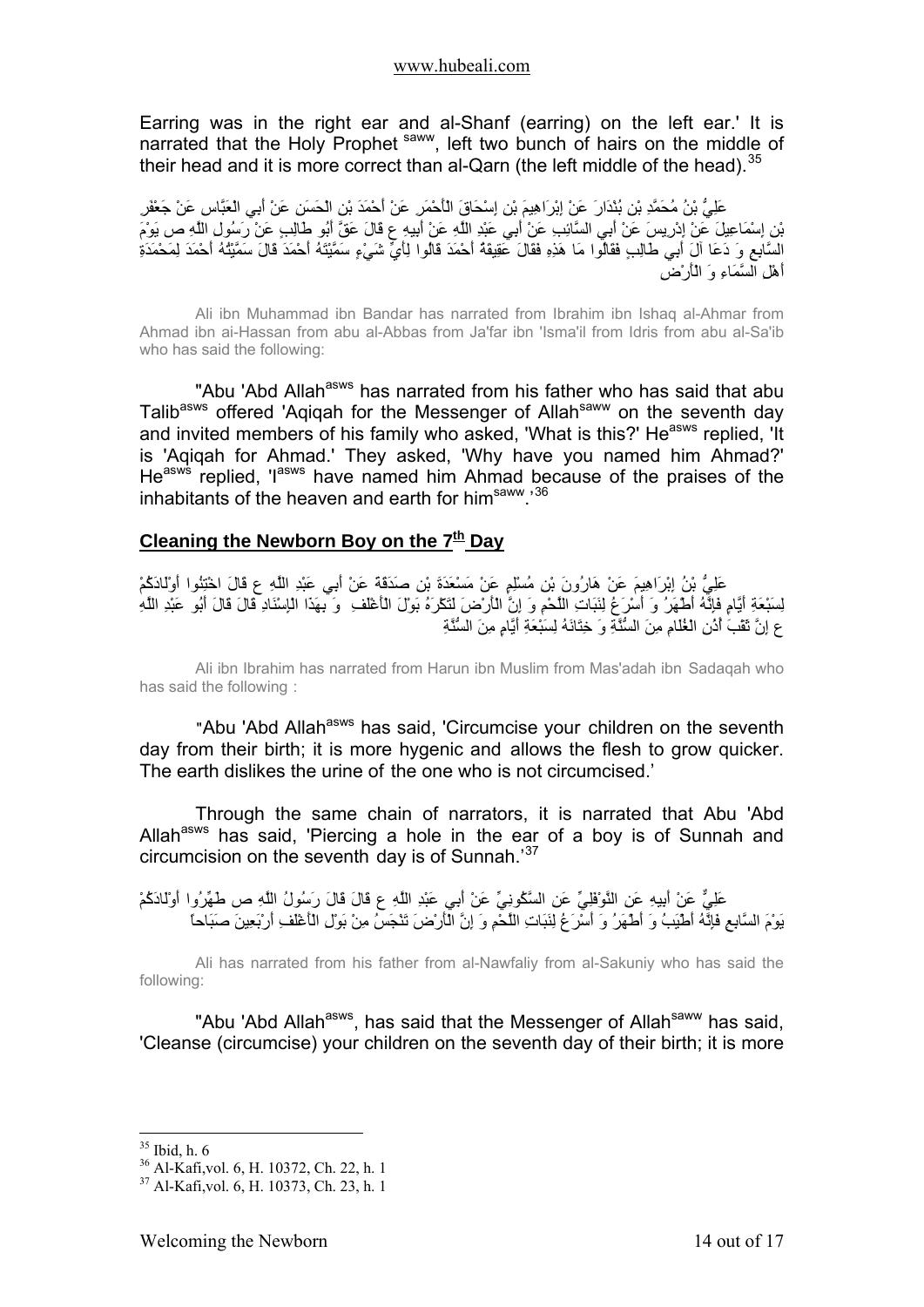Earring was in the right ear and al-Shanf (earring) on the left ear.' It is narrated that the Holy Prophet [saww], left two bunch of hairs on the middle of their head and it is more correct than al-Qarn (the left middle of the head).[35]

عَلِيُّ بْنُ مُحَمَّدِ بْنِ بُنْدَارَ عَنْ إِبْرَاهِيمَ بْنِ إِسْحَاقَ الْأَحْمَرِ عَنْ أَحْمَدَ بْنِ الْحَسَنِ عَنْ أَبِي الْعَبَّاسِ عَنْ جَعْفَرِ بْنِ إِسْمَاعِيلَ عَنْ إِدْرِيسَ عَنْ أَبِي السَّائِبِ عَنْ أَبِي عَبْدِ اللَّهِ عَنْ أَبِيهِ ع قَالَ عَقَّ أَبُو طَالِبٍ عَنْ رَسُولِ اللَّهِ ص يَوْمَ السَّابِعِ وَ دَعَا آلَ أَبِي طَالِبٍ فَقَالُوا مَا هَذِهِ فَقَالَ عَقِيقَةُ أَحْمَدَ قَالُوا لِأَيِّ شَيْءٍ سَمَّيْتَهُ أَحْمَدَ قَالَ سَمَّيْتُهُ أَحْمَدَ لِمَحْمَدَةِ أَهْلِ السَّمَاءِ وَ الْأَرْضِ

Ali ibn Muhammad ibn Bandar has narrated from Ibrahim ibn Ishaq al-Ahmar from Ahmad ibn ai-Hassan from abu al-Abbas from Ja'far 'Isma'il from Idris from abu al-Sa'ib who has said the following:

"Abu 'Abd Allah[asws] has narrated from his father who has said that abu Talib[asws] offered 'Aqiqah for the Messenger of Allah[saww] on the seventh day and invited members of his family who asked, 'What is this?' He[asws] replied, 'It is 'Aqiqah for Ahmad.' They asked, 'Why have you named him Ahmad?' He[asws] replied, 'I[asws] have named him Ahmad because of the praises of the inhabitants of the heaven and earth for him[saww].'[36]

## Cleaning the Newborn Boy on the 7th Day

عَلِيُّ بْنُ إِبْرَاهِيمَ عَنْ هَارُونَ بْنِ مُسْلِمٍ عَنْ مَسْعَدَةَ بْنِ صَدَقَةَ عَنْ أَبِي عَبْدِ اللَّهِ ع قَالَ اخْتِنُوا أَوْلَادَكُمْ لِسَبْعَةِ أَيَّامٍ فَإِنَّهُ أَطْهَرُ وَ أَسْرَعُ لِنَبَاتِ اللَّحْمِ وَ إِنَّ الْأَرْضَ لَتَكْرَهُ بَوْلَ الْأَغْلَفِ وَ بِهَذَا الْإِسْنَادِ قَالَ قَالَ أَبُو عَبْدِ اللَّهِ ع إِنَّ ثَقْبَ أُذُنِ الْغُلَامِ مِنَ السُّنَّةِ وَ خِتَانَهُ لِسَبْعَةِ أَيَّامٍ مِنَ السُّنَّةِ

Ali ibn Ibrahim has narrated from Harun ibn Muslim from Mas'adah ibn Sadaqah who has said the following :

"Abu 'Abd Allah[asws] has said, 'Circumcise your children on the seventh day from their birth; it is more hygenic and allows the flesh to grow quicker. The earth dislikes the urine of the one who is not circumcised.'

Through the same chain of narrators, it is narrated that Abu 'Abd Allah[asws] has said, 'Piercing a hole in the ear of a boy is of Sunnah and circumcision on the seventh day is of Sunnah.'[37]

عَلِيٌّ عَنْ أَبِيهِ عَنِ النَّوْفَلِيِّ عَنِ السَّكُونِيِّ عَنْ أَبِي عَبْدِ اللَّهِ ع قَالَ قَالَ رَسُولُ اللَّهِ ص طَهِّرُوا أَوْلَادَكُمْ يَوْمَ السَّابِعِ فَإِنَّهُ أَطْيَبُ وَ أَطْهَرُ وَ أَسْرَعُ لِنَبَاتِ اللَّحْمِ وَ إِنَّ الْأَرْضَ تَنْجَسُ مِنْ بَوْلِ الْأَغْلَفِ أَرْبَعِينَ صَبَاحاً

Ali has narrated from his father from al-Nawfaliy from al-Sakuniy who has said the following:

"Abu 'Abd Allah[asws], has said that the Messenger of Allah[saww] has said, 'Cleanse (circumcise) your children on the seventh day of their birth; it is more

---

[35] Ibid, h. 6

[36] Al-Kafi,vol. 6, H. 10372, Ch. 22, h. 1

[37] Al-Kafi,vol. 6, H. 10373, Ch. 23, h. 1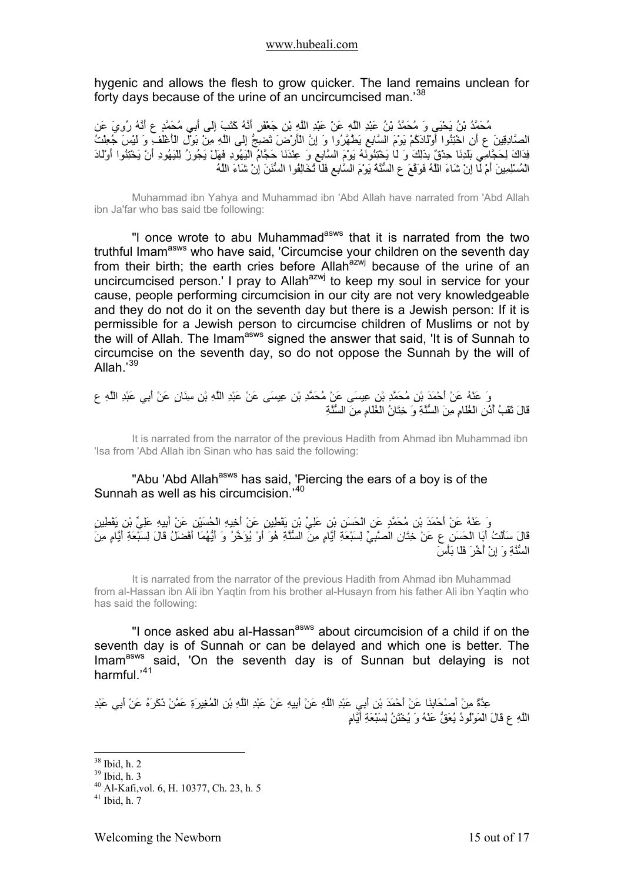hygenic and allows the flesh to grow quicker. The land remains unclean for forty days because of the urine of an uncircumcised man.'[38]

مُحَمَّدُ بْنُ يَحْيَى وَ مُحَمَّدُ بْنُ عَبْدِ اللَّهِ عَنْ عَبْدِ اللَّهِ بْنِ جَعْفَرٍ أَنَّهُ كَتَبَ إِلَى أَبِي مُحَمَّدٍ ع أَنَّهُ رُوِيَ عَنِ الصَّادِقِينَ ع أَنِ اخْتِنُوا أَوْلَادَكُمْ يَوْمَ السَّابِعِ يَطْهُرُوا وَ إِنَّ الْأَرْضَ تَضِجُّ إِلَى اللَّهِ مِنْ بَوْلِ الْأَغْلَفِ وَ لَيْسَ جُعِلْتُ فِدَاكَ لِحَجَّامِي بَلَدِنَا حِذْقٌ بِذَلِكَ وَ لَا يَخْتِنُونَهُ يَوْمَ السَّابِعِ وَ عِنْدَنَا حَجَّامُ الْيَهُودِ فَهَلْ يَجُوزُ لِلْيَهُودِ أَنْ يَخْتِنُوا أَوْلَادَ الْمُسْلِمِينَ أَمْ لَا إِنْ شَاءَ اللَّهُ فَوَقَّعَ ع السُّنَّةُ يَوْمَ السَّابِعِ فَلَا تُخَالِفُوا السُّنَنَ إِنْ شَاءَ اللَّهُ

Muhammad ibn Yahya and Muhammad ibn 'Abd Allah have narrated from 'Abd Allah ibn Ja'far who bas said tbe following:

"I once wrote to abu Muhammad[asws] that it is narrated from the two truthful Imam[asws] who have said, 'Circumcise your children on the seventh day from their birth; the earth cries before Allah[azwj] because of the urine of an uncircumcised person.' I pray to Allah[azwj] to keep my soul in service for your cause, people performing circumcision in our city are not very knowledgeable and they do not do it on the seventh day but there is a Jewish person: If it is permissible for a Jewish person to circumcise children of Muslims or not by the will of Allah. The Imam[asws] signed the answer that said, 'It is of Sunnah to circumcise on the seventh day, so do not oppose the Sunnah by the will of Allah.'[39]

وَ عَنْهُ عَنْ أَحْمَدَ بْنِ مُحَمَّدِ بْنِ عِيسَى عَنْ مُحَمَّدِ بْنِ عِيسَى عَنْ عَبْدِ اللَّهِ بْنِ سِنَانٍ عَنْ أَبِي عَبْدِ اللَّهِ ع قَالَ ثَقْبُ أُذُنِ الْغُلَامِ مِنَ السُّنَّةِ وَ خِتَانُ الْغُلَامِ مِنَ السُّنَّةِ

It is narrated from the narrator of the previous Hadith from Ahmad ibn Muhammad ibn 'Isa from 'Abd Allah ibn Sinan who has said the following:

"Abu 'Abd Allah[asws] has said, 'Piercing the ears of a boy is of the Sunnah as well as his circumcision.'[40]

وَ عَنْهُ عَنْ أَحْمَدَ بْنِ مُحَمَّدٍ عَنِ الْحَسَنِ بْنِ عَلِيِّ بْنِ يَقْطِينٍ عَنْ أَخِيهِ الْحُسَيْنِ عَنْ أَبِيهِ عَلِيِّ بْنِ يَقْطِينٍ قَالَ سَأَلْتُ أَبَا الْحَسَنِ ع عَنْ خِتَانِ الصَّبِيِّ لِسَبْعَةِ أَيَّامٍ مِنَ السُّنَّةِ هُوَ أَوْ يُؤَخَّرُ وَ أَيُّهُمَا أَفْضَلُ قَالَ لِسَبْعَةِ أَيَّامٍ مِنَ السُّنَّةِ وَ إِنْ أُخِّرَ فَلَا بَأْسَ

It is narrated from the narrator of the previous Hadith from Ahmad ibn Muhammad from al-Hassan ibn Ali ibn Yaqtin from his brother al-Husayn from his father Ali ibn Yaqtin who has said the following:

"I once asked abu al-Hassan[asws] about circumcision of a child if on the seventh day is of Sunnah or can be delayed and which one is better. The Imam[asws] said, 'On the seventh day is of Sunnan but delaying is not harmful.'[41]

عِدَّةٌ مِنْ أَصْحَابِنَا عَنْ أَحْمَدَ بْنِ أَبِي عَبْدِ اللَّهِ عَنْ أَبِيهِ عَنْ عَبْدِ اللَّهِ بْنِ الْمُغِيرَةِ عَمَّنْ ذَكَرَهُ عَنْ أَبِي عَبْدِ اللَّهِ ع قَالَ الْمَوْلُودُ يُعَقُّ عَنْهُ وَ يُخْتَنُ لِسَبْعَةِ أَيَّامٍ

---

[38] Ibid, h. 2
[39] Ibid, h. 3
[40] Al-Kafi,vol. 6, H. 10377, Ch. 23, h. 5
[41] Ibid, h. 7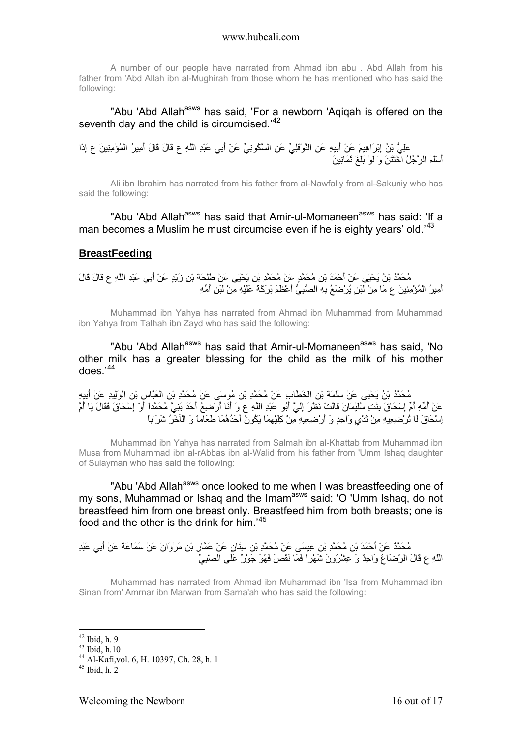A number of our people have narrated from Ahmad ibn abu . Abd Allah from his father from 'Abd Allah ibn al-Mughirah from those whom he has mentioned who has said the following:

"Abu 'Abd Allah[asws] has said, 'For a newborn 'Aqiqah is offered on the seventh day and the child is circumcised.'[42]

عَلِيُّ بْنُ إِبْرَاهِيمَ عَنْ أَبِيهِ عَنِ النَّوْفَلِيِّ عَنِ السَّكُونِيِّ عَنْ أَبِي عَبْدِ اللَّهِ ع قَالَ قَالَ أَمِيرُ الْمُؤْمِنِينَ ع إِذَا أَسْلَمَ الرَّجُلُ اخْتَتَنَ وَ لَوْ بَلَغَ ثَمَانِينَ

Ali ibn Ibrahim has narrated from his father from al-Nawfaliy from al-Sakuniy who has said the following:

"Abu 'Abd Allah[asws] has said that Amir-ul-Momaneen[asws] has said: 'If a man becomes a Muslim he must circumcise even if he is eighty years' old.'[43]

## BreastFeeding

مُحَمَّدُ بْنُ يَحْيَى عَنْ أَحْمَدَ بْنِ مُحَمَّدٍ عَنْ مُحَمَّدِ بْنِ يَحْيَى عَنْ طَلْحَةَ بْنِ زَيْدٍ عَنْ أَبِي عَبْدِ اللَّهِ ع قَالَ قَالَ أَمِيرُ الْمُؤْمِنِينَ ع مَا مِنْ لَبَنٍ يُرْضَعُ بِهِ الصَّبِيُّ أَعْظَمَ بَرَكَةً عَلَيْهِ مِنْ لَبَنِ أُمِّهِ

Muhammad ibn Yahya has narrated from Ahmad ibn Muhammad from Muhammad ibn Yahya from Talhah ibn Zayd who has said the following:

"Abu 'Abd Allah[asws] has said that Amir-ul-Momaneen[asws] has said, 'No other milk has a greater blessing for the child as the milk of his mother does.'[44]

مُحَمَّدُ بْنُ يَحْيَى عَنْ سَلَمَةَ بْنِ الْخَطَّابِ عَنْ مُحَمَّدِ بْنِ مُوسَى عَنْ مُحَمَّدِ بْنِ الْعَبَّاسِ بْنِ الْوَلِيدِ عَنْ أَبِيهِ عَنْ أُمِّهِ أُمِّ إِسْحَاقَ بِنْتِ سُلَيْمَانَ قَالَتْ نَظَرَ إِلَيَّ أَبُو عَبْدِ اللَّهِ ع وَ أَنَا أُرْضِعُ أَحَدَ بَنِيَّ مُحَمَّداً أَوْ إِسْحَاقَ فَقَالَ يَا أُمَّ إِسْحَاقَ لَا تُرْضِعِيهِ مِنْ ثَدْيٍ وَاحِدٍ وَ أَرْضِعِيهِ مِنْ كِلَيْهِمَا يَكُونُ أَحَدُهُمَا طَعَاماً وَ الْآخَرُ شَرَاباً

Muhammad ibn Yahya has narrated from Salmah ibn al-Khattab from Muhammad ibn Musa from Muhammad ibn al-rAbbas ibn al-Walid from his father from 'Umm Ishaq daughter of Sulayman who has said the following:

"Abu 'Abd Allah[asws] once looked to me when I was breastfeeding one of my sons, Muhammad or Ishaq and the Imam[asws] said: 'O 'Umm Ishaq, do not breastfeed him from one breast only. Breastfeed him from both breasts; one is food and the other is the drink for him.'[45]

مُحَمَّدٌ عَنْ أَحْمَدَ بْنِ مُحَمَّدِ بْنِ عِيسَى عَنْ مُحَمَّدِ بْنِ سِنَانٍ عَنْ عَمَّارِ بْنِ مَرْوَانَ عَنْ سَمَاعَةَ عَنْ أَبِي عَبْدِ اللَّهِ ع قَالَ الرَّضَاعُ وَاحِدٌ وَ عِشْرُونَ شَهْراً فَمَا نَقَصَ فَهُوَ جَوْرٌ عَلَى الصَّبِيِّ

Muhammad has narrated from Ahmad ibn Muhammad ibn 'Isa from Muhammad ibn Sinan from' Amrnar ibn Marwan from Sarna'ah who has said the following:

---

[42] Ibid, h. 9

[43] Ibid, h.10

[44] Al-Kafi,vol. 6, H. 10397, Ch. 28, h. 1

[45] Ibid, h. 2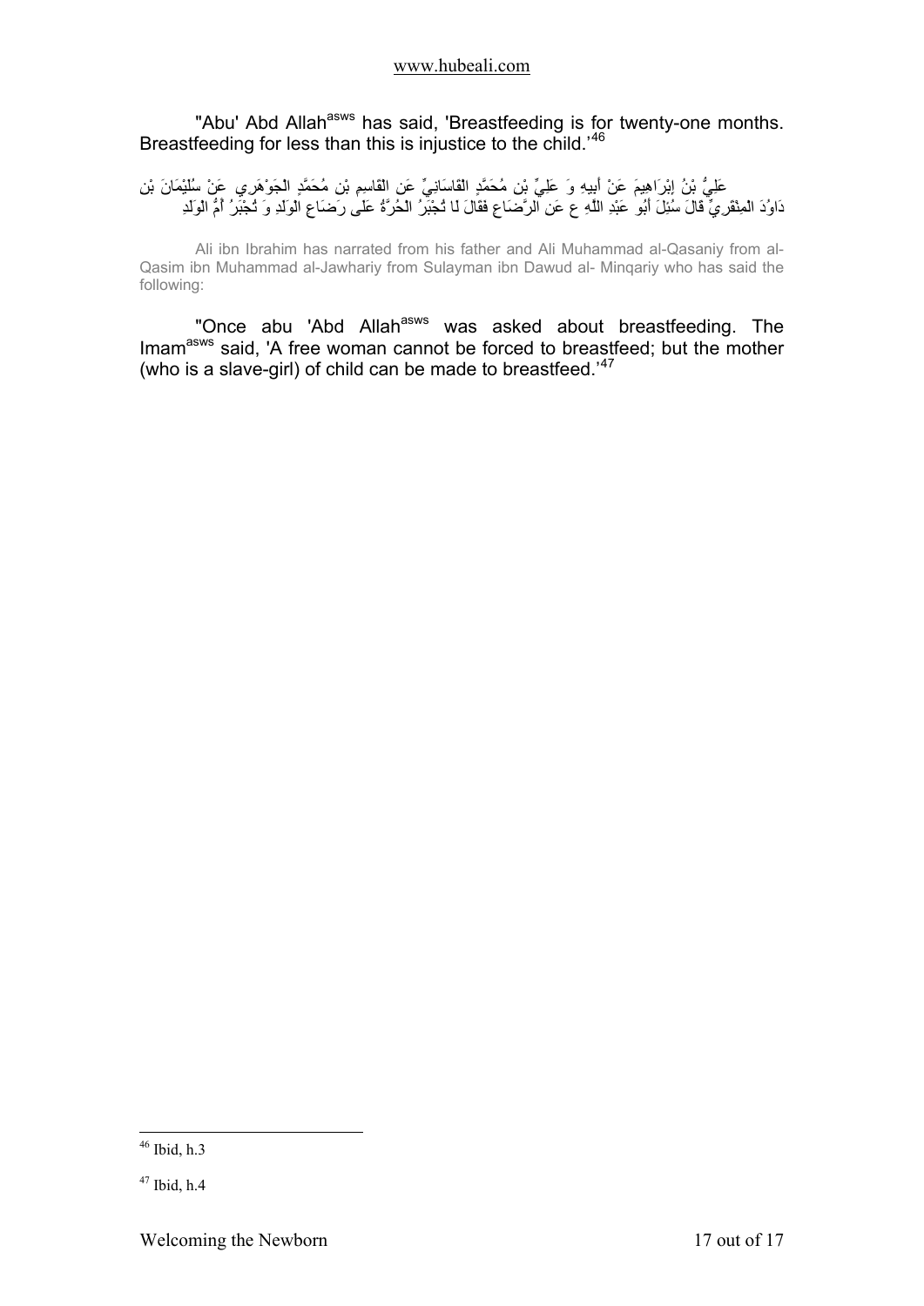"Abu' Abd Allah[asws] has said, 'Breastfeeding is for twenty-one months. Breastfeeding for less than this is injustice to the child.'[46]

عَلِيُّ بْنُ إِبْرَاهِيمَ عَنْ أَبِيهِ وَ عَلِيِّ بْنِ مُحَمَّدٍ الْقَاسَانِيِّ عَنِ الْقَاسِمِ بْنِ مُحَمَّدٍ الْجَوْهَرِيِّ عَنْ سُلَيْمَانَ بْنِ دَاوُدَ الْمِنْقَرِيِّ قَالَ سُئِلَ أَبُو عَبْدِ اللَّهِ ع عَنِ الرَّضَاعِ فَقَالَ لَا تُجْبَرُ الْحُرَّةُ عَلَى رَضَاعِ الْوَلَدِ وَ تُجْبَرُ أُمُّ الْوَلَدِ

Ali ibn Ibrahim has narrated from his father and Ali Muhammad al-Qasaniy from al-Qasim ibn Muhammad al-Jawhariy from Sulayman ibn Dawud al- Minqariy who has said the following:

"Once abu 'Abd Allah[asws] was asked about breastfeeding. The Imam[asws] said, 'A free woman cannot be forced to breastfeed; but the mother (who is a slave-girl) of child can be made to breastfeed.'[47]

---

[46] Ibid, h.3

[47] Ibid, h.4